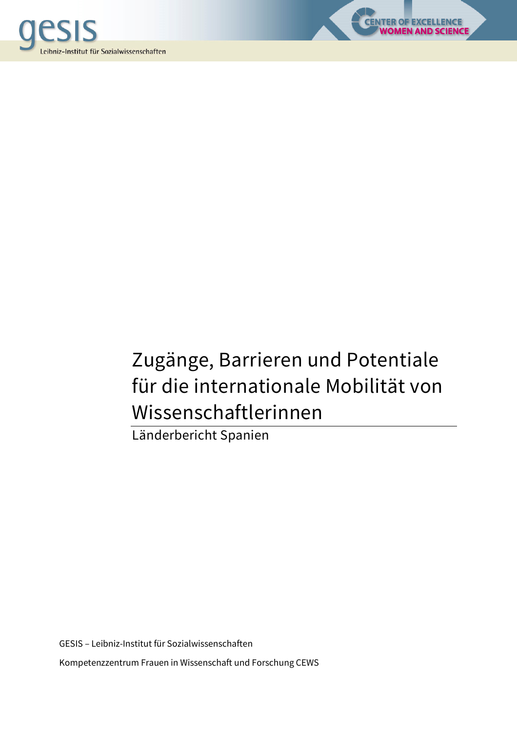# Zugänge, Barrieren und Potentiale für die internationale Mobilität von Wissenschaftlerinnen

Länderbericht Spanien

GESIS – Leibniz-Institut für Sozialwissenschaften

Kompetenzzentrum Frauen in Wissenschaft und Forschung CEWS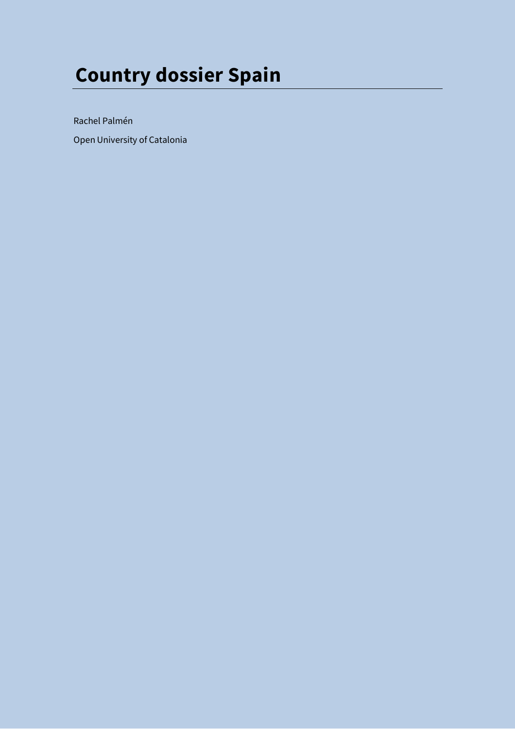# Country dossier Spain

Rachel Palmén

Open University of Catalonia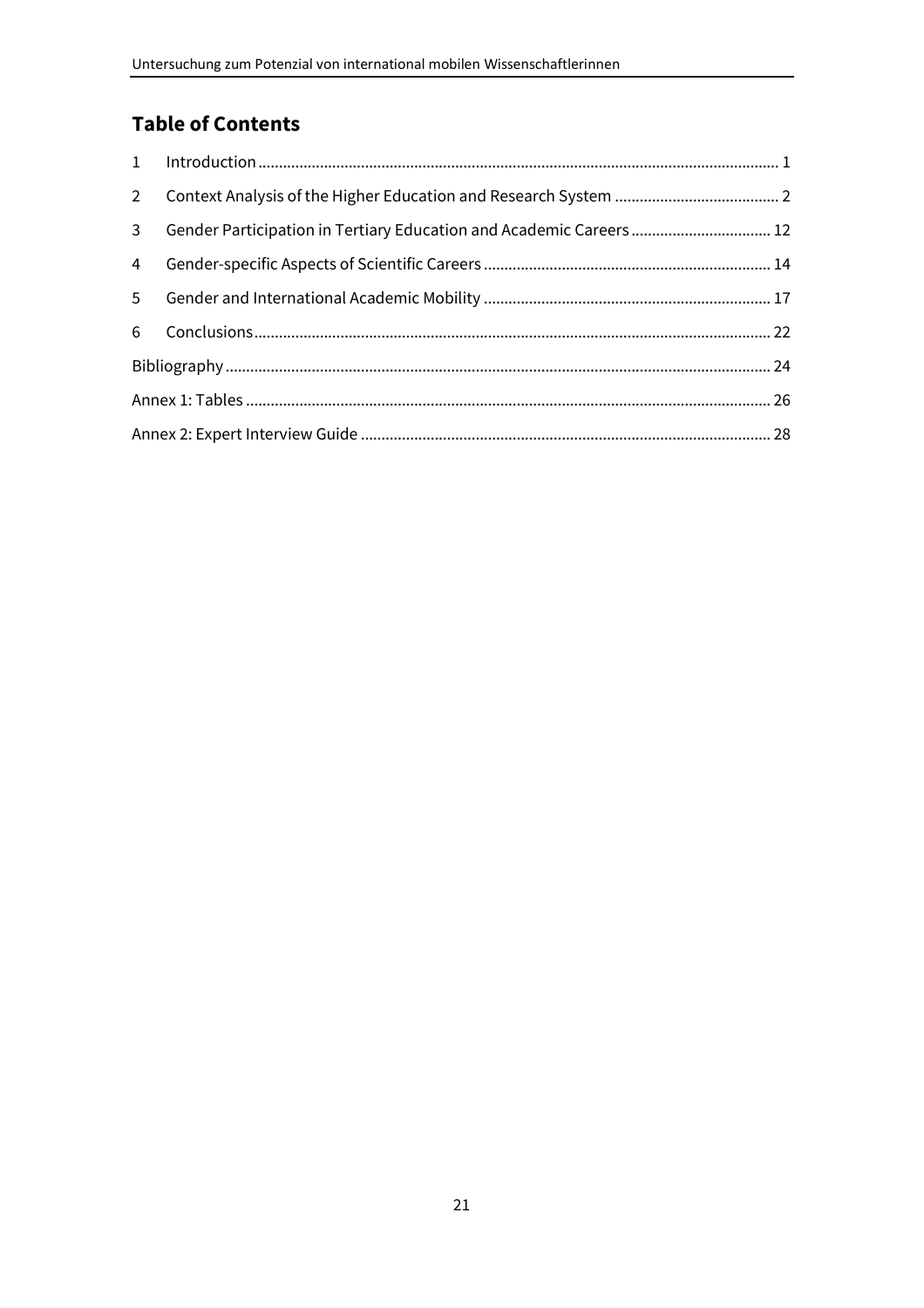## Table of Contents

| | | |
|---|---|---|
| 1 | Introduction | 1 |
| 2 | Context Analysis of the Higher Education and Research System | 2 |
| 3 | Gender Participation in Tertiary Education and Academic Careers | 12 |
| 4 | Gender-specific Aspects of Scientific Careers | 14 |
| 5 | Gender and International Academic Mobility | 17 |
| 6 | Conclusions | 22 |
| Bibliography | | 24 |
| Annex 1: Tables | | 26 |
| Annex 2: Expert Interview Guide | | 28 |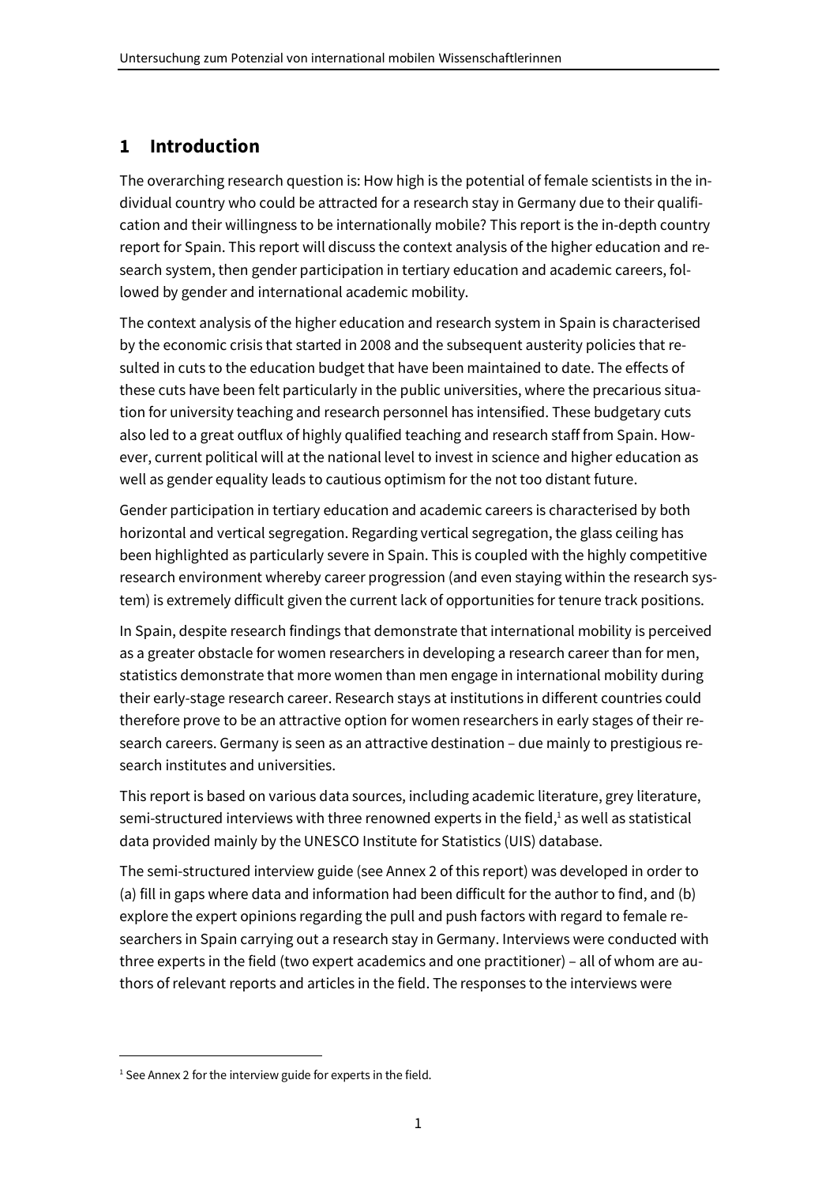# 1 Introduction

The overarching research question is: How high is the potential of female scientists in the individual country who could be attracted for a research stay in Germany due to their qualification and their willingness to be internationally mobile? This report is the in-depth country report for Spain. This report will discuss the context analysis of the higher education and research system, then gender participation in tertiary education and academic careers, followed by gender and international academic mobility.

The context analysis of the higher education and research system in Spain is characterised by the economic crisis that started in 2008 and the subsequent austerity policies that resulted in cuts to the education budget that have been maintained to date. The effects of these cuts have been felt particularly in the public universities, where the precarious situation for university teaching and research personnel has intensified. These budgetary cuts also led to a great outflux of highly qualified teaching and research staff from Spain. However, current political will at the national level to invest in science and higher education as well as gender equality leads to cautious optimism for the not too distant future.

Gender participation in tertiary education and academic careers is characterised by both horizontal and vertical segregation. Regarding vertical segregation, the glass ceiling has been highlighted as particularly severe in Spain. This is coupled with the highly competitive research environment whereby career progression (and even staying within the research system) is extremely difficult given the current lack of opportunities for tenure track positions.

In Spain, despite research findings that demonstrate that international mobility is perceived as a greater obstacle for women researchers in developing a research career than for men, statistics demonstrate that more women than men engage in international mobility during their early-stage research career. Research stays at institutions in different countries could therefore prove to be an attractive option for women researchers in early stages of their research careers. Germany is seen as an attractive destination – due mainly to prestigious research institutes and universities.

This report is based on various data sources, including academic literature, grey literature, semi-structured interviews with three renowned experts in the field,[1] as well as statistical data provided mainly by the UNESCO Institute for Statistics (UIS) database.

The semi-structured interview guide (see Annex 2 of this report) was developed in order to (a) fill in gaps where data and information had been difficult for the author to find, and (b) explore the expert opinions regarding the pull and push factors with regard to female researchers in Spain carrying out a research stay in Germany. Interviews were conducted with three experts in the field (two expert academics and one practitioner) – all of whom are authors of relevant reports and articles in the field. The responses to the interviews were

[1] See Annex 2 for the interview guide for experts in the field.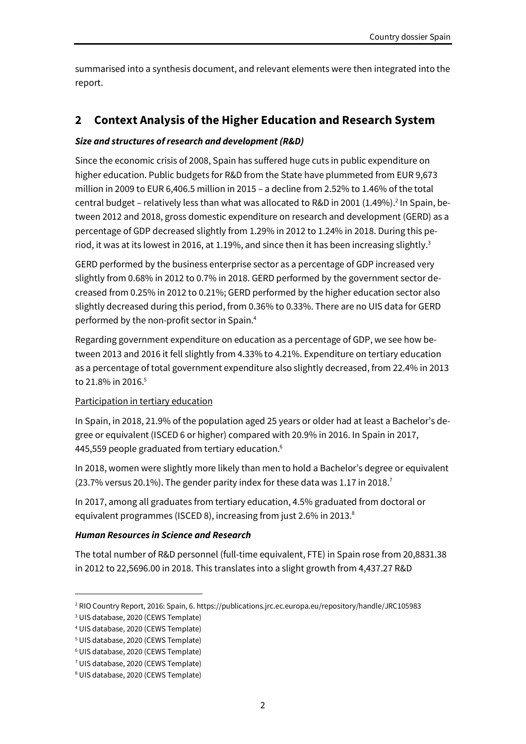summarised into a synthesis document, and relevant elements were then integrated into the report.

## 2 Context Analysis of the Higher Education and Research System

### *Size and structures of research and development (R&D)*

Since the economic crisis of 2008, Spain has suffered huge cuts in public expenditure on higher education. Public budgets for R&D from the State have plummeted from EUR 9,673 million in 2009 to EUR 6,406.5 million in 2015 – a decline from 2.52% to 1.46% of the total central budget – relatively less than what was allocated to R&D in 2001 (1.49%).[2] In Spain, between 2012 and 2018, gross domestic expenditure on research and development (GERD) as a percentage of GDP decreased slightly from 1.29% in 2012 to 1.24% in 2018. During this period, it was at its lowest in 2016, at 1.19%, and since then it has been increasing slightly.[3]

GERD performed by the business enterprise sector as a percentage of GDP increased very slightly from 0.68% in 2012 to 0.7% in 2018. GERD performed by the government sector decreased from 0.25% in 2012 to 0.21%; GERD performed by the higher education sector also slightly decreased during this period, from 0.36% to 0.33%. There are no UIS data for GERD performed by the non-profit sector in Spain.[4]

Regarding government expenditure on education as a percentage of GDP, we see how between 2013 and 2016 it fell slightly from 4.33% to 4.21%. Expenditure on tertiary education as a percentage of total government expenditure also slightly decreased, from 22.4% in 2013 to 21.8% in 2016.[5]

Participation in tertiary education

In Spain, in 2018, 21.9% of the population aged 25 years or older had at least a Bachelor's degree or equivalent (ISCED 6 or higher) compared with 20.9% in 2016. In Spain in 2017, 445,559 people graduated from tertiary education.[6]

In 2018, women were slightly more likely than men to hold a Bachelor's degree or equivalent (23.7% versus 20.1%). The gender parity index for these data was 1.17 in 2018.[7]

In 2017, among all graduates from tertiary education, 4.5% graduated from doctoral or equivalent programmes (ISCED 8), increasing from just 2.6% in 2013.[8]

### *Human Resources in Science and Research*

The total number of R&D personnel (full-time equivalent, FTE) in Spain rose from 20,8831.38 in 2012 to 22,5696.00 in 2018. This translates into a slight growth from 4,437.27 R&D

---

[2] RIO Country Report, 2016: Spain, 6. https://publications.jrc.ec.europa.eu/repository/handle/JRC105983

[3] UIS database, 2020 (CEWS Template)

[4] UIS database, 2020 (CEWS Template)

[5] UIS database, 2020 (CEWS Template)

[6] UIS database, 2020 (CEWS Template)

[7] UIS database, 2020 (CEWS Template)

[8] UIS database, 2020 (CEWS Template)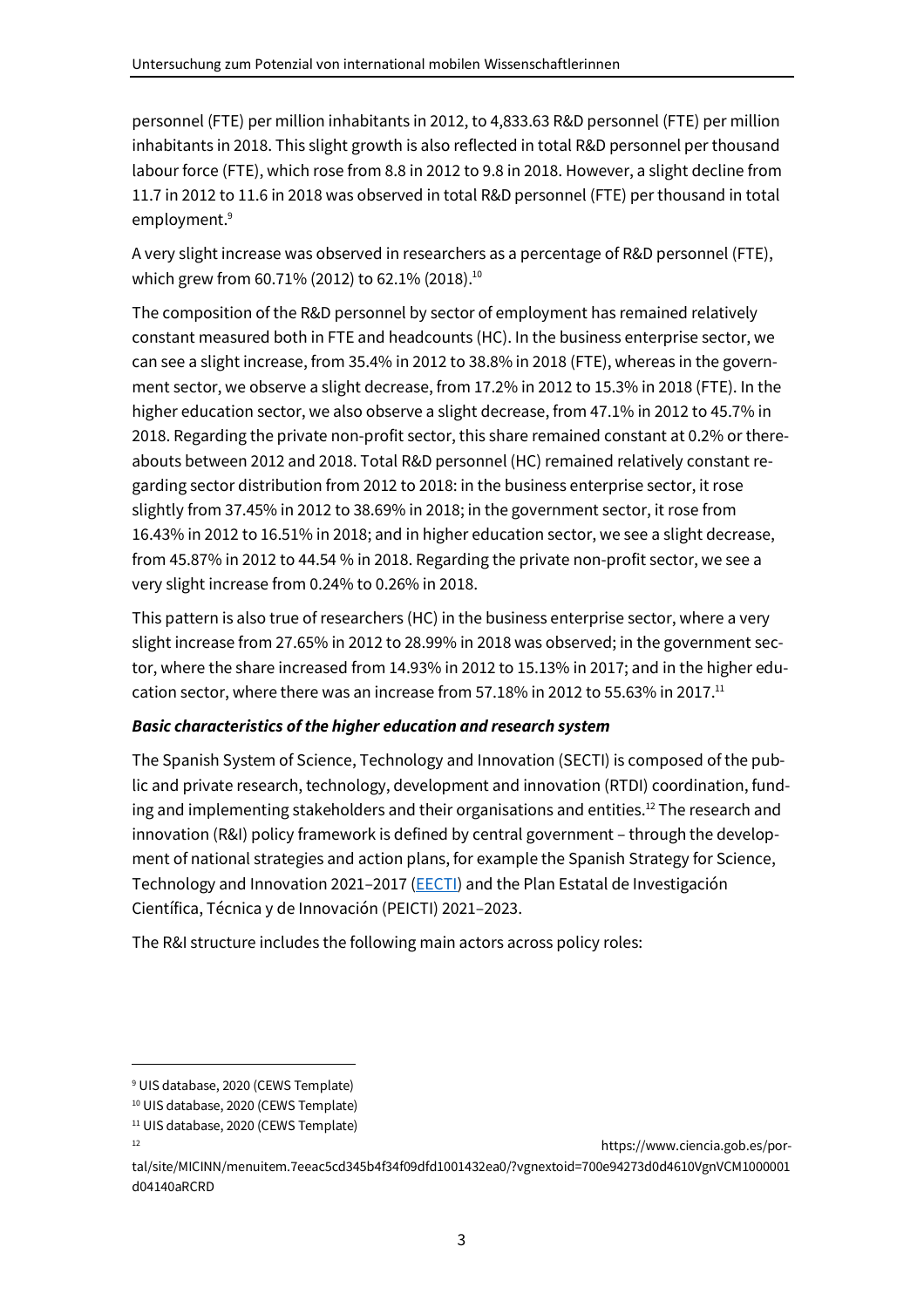personnel (FTE) per million inhabitants in 2012, to 4,833.63 R&D personnel (FTE) per million inhabitants in 2018. This slight growth is also reflected in total R&D personnel per thousand labour force (FTE), which rose from 8.8 in 2012 to 9.8 in 2018. However, a slight decline from 11.7 in 2012 to 11.6 in 2018 was observed in total R&D personnel (FTE) per thousand in total employment.[9]

A very slight increase was observed in researchers as a percentage of R&D personnel (FTE), which grew from 60.71% (2012) to 62.1% (2018).[10]

The composition of the R&D personnel by sector of employment has remained relatively constant measured both in FTE and headcounts (HC). In the business enterprise sector, we can see a slight increase, from 35.4% in 2012 to 38.8% in 2018 (FTE), whereas in the government sector, we observe a slight decrease, from 17.2% in 2012 to 15.3% in 2018 (FTE). In the higher education sector, we also observe a slight decrease, from 47.1% in 2012 to 45.7% in 2018. Regarding the private non-profit sector, this share remained constant at 0.2% or thereabouts between 2012 and 2018. Total R&D personnel (HC) remained relatively constant regarding sector distribution from 2012 to 2018: in the business enterprise sector, it rose slightly from 37.45% in 2012 to 38.69% in 2018; in the government sector, it rose from 16.43% in 2012 to 16.51% in 2018; and in higher education sector, we see a slight decrease, from 45.87% in 2012 to 44.54 % in 2018. Regarding the private non-profit sector, we see a very slight increase from 0.24% to 0.26% in 2018.

This pattern is also true of researchers (HC) in the business enterprise sector, where a very slight increase from 27.65% in 2012 to 28.99% in 2018 was observed; in the government sector, where the share increased from 14.93% in 2012 to 15.13% in 2017; and in the higher education sector, where there was an increase from 57.18% in 2012 to 55.63% in 2017.[11]

***Basic characteristics of the higher education and research system***

The Spanish System of Science, Technology and Innovation (SECTI) is composed of the public and private research, technology, development and innovation (RTDI) coordination, funding and implementing stakeholders and their organisations and entities.[12] The research and innovation (R&I) policy framework is defined by central government – through the development of national strategies and action plans, for example the Spanish Strategy for Science, Technology and Innovation 2021–2017 (EECTI) and the Plan Estatal de Investigación Científica, Técnica y de Innovación (PEICTI) 2021–2023.

The R&I structure includes the following main actors across policy roles:

---

[9] UIS database, 2020 (CEWS Template)

[10] UIS database, 2020 (CEWS Template)

[11] UIS database, 2020 (CEWS Template)

[12] https://www.ciencia.gob.es/portal/site/MICINN/menuitem.7eeac5cd345b4f34f09dfd1001432ea0/?vgnextoid=700e94273d0d4610VgnVCM1000001d04140aRCRD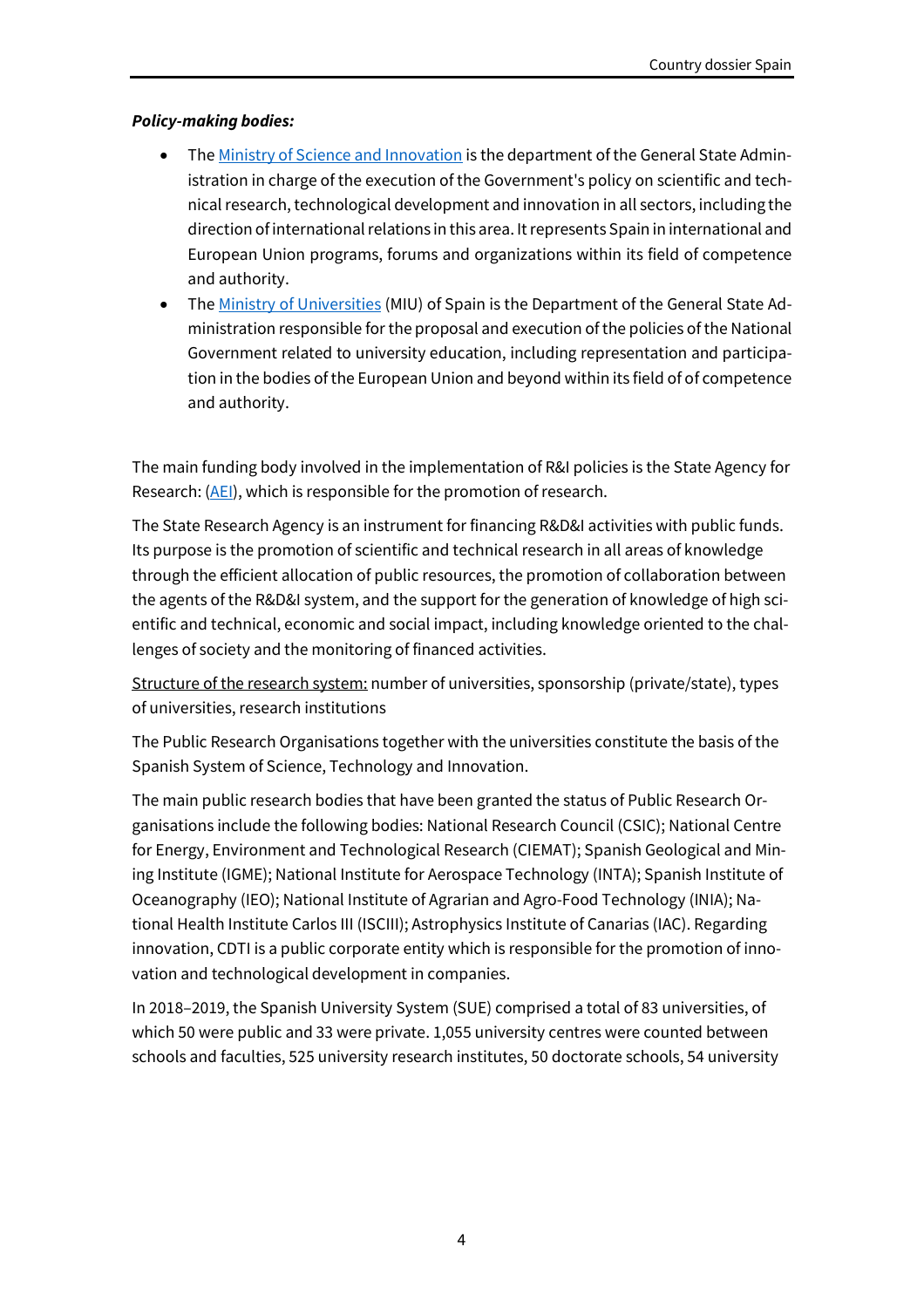***Policy-making bodies:***

- The Ministry of Science and Innovation is the department of the General State Administration in charge of the execution of the Government's policy on scientific and technical research, technological development and innovation in all sectors, including the direction of international relations in this area. It represents Spain in international and European Union programs, forums and organizations within its field of competence and authority.
- The Ministry of Universities (MIU) of Spain is the Department of the General State Administration responsible for the proposal and execution of the policies of the National Government related to university education, including representation and participation in the bodies of the European Union and beyond within its field of of competence and authority.

The main funding body involved in the implementation of R&I policies is the State Agency for Research: (AEI), which is responsible for the promotion of research.

The State Research Agency is an instrument for financing R&D&I activities with public funds. Its purpose is the promotion of scientific and technical research in all areas of knowledge through the efficient allocation of public resources, the promotion of collaboration between the agents of the R&D&I system, and the support for the generation of knowledge of high scientific and technical, economic and social impact, including knowledge oriented to the challenges of society and the monitoring of financed activities.

Structure of the research system: number of universities, sponsorship (private/state), types of universities, research institutions

The Public Research Organisations together with the universities constitute the basis of the Spanish System of Science, Technology and Innovation.

The main public research bodies that have been granted the status of Public Research Organisations include the following bodies: National Research Council (CSIC); National Centre for Energy, Environment and Technological Research (CIEMAT); Spanish Geological and Mining Institute (IGME); National Institute for Aerospace Technology (INTA); Spanish Institute of Oceanography (IEO); National Institute of Agrarian and Agro-Food Technology (INIA); National Health Institute Carlos III (ISCIII); Astrophysics Institute of Canarias (IAC). Regarding innovation, CDTI is a public corporate entity which is responsible for the promotion of innovation and technological development in companies.

In 2018–2019, the Spanish University System (SUE) comprised a total of 83 universities, of which 50 were public and 33 were private. 1,055 university centres were counted between schools and faculties, 525 university research institutes, 50 doctorate schools, 54 university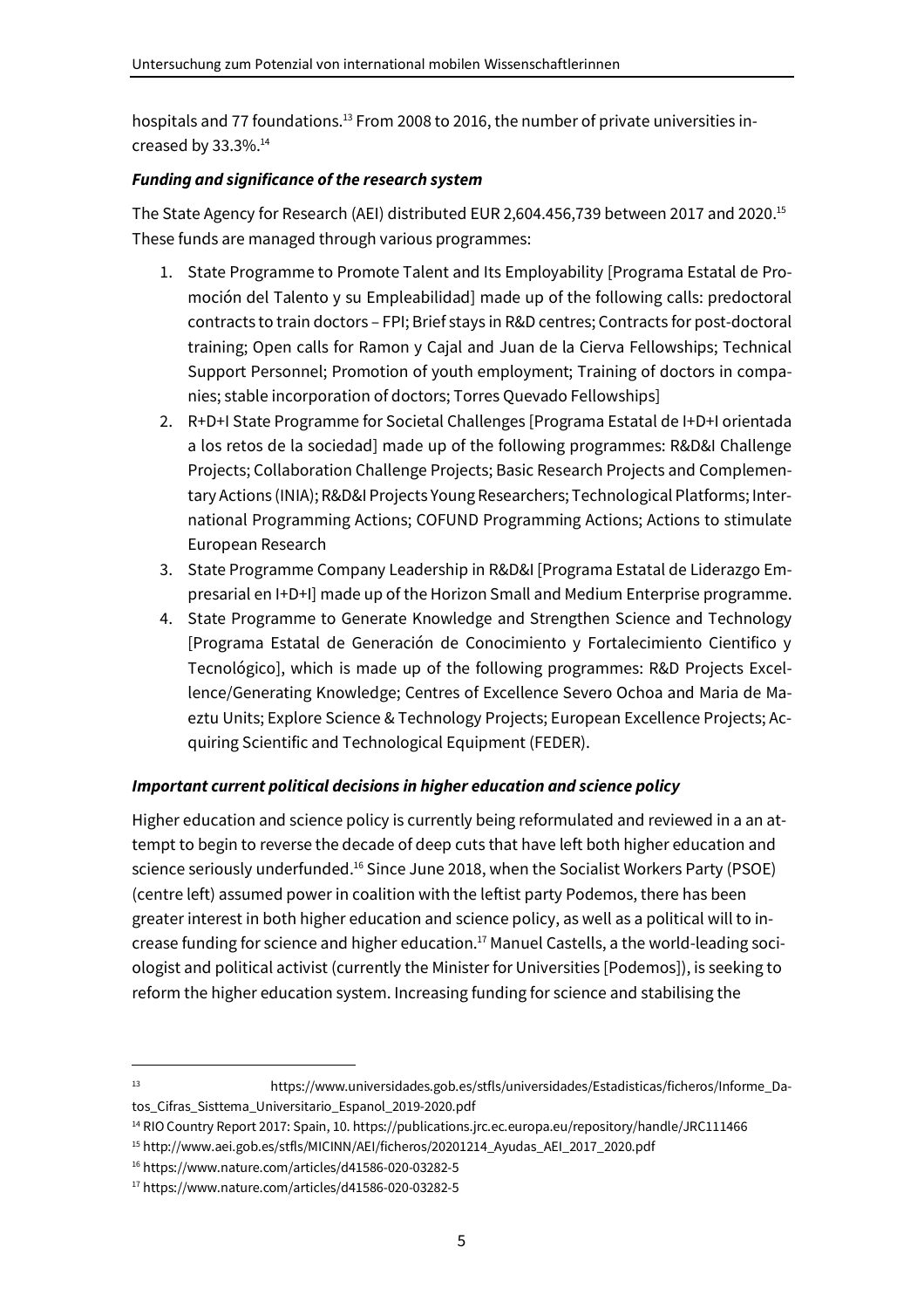hospitals and 77 foundations.[13] From 2008 to 2016, the number of private universities increased by 33.3%.[14]

***Funding and significance of the research system***

The State Agency for Research (AEI) distributed EUR 2,604.456,739 between 2017 and 2020.[15] These funds are managed through various programmes:

1. State Programme to Promote Talent and Its Employability [Programa Estatal de Promoción del Talento y su Empleabilidad] made up of the following calls: predoctoral contracts to train doctors – FPI; Brief stays in R&D centres; Contracts for post-doctoral training; Open calls for Ramon y Cajal and Juan de la Cierva Fellowships; Technical Support Personnel; Promotion of youth employment; Training of doctors in companies; stable incorporation of doctors; Torres Quevado Fellowships]
2. R+D+I State Programme for Societal Challenges [Programa Estatal de I+D+I orientada a los retos de la sociedad] made up of the following programmes: R&D&I Challenge Projects; Collaboration Challenge Projects; Basic Research Projects and Complementary Actions (INIA); R&D&I Projects Young Researchers; Technological Platforms; International Programming Actions; COFUND Programming Actions; Actions to stimulate European Research
3. State Programme Company Leadership in R&D&I [Programa Estatal de Liderazgo Empresarial en I+D+I] made up of the Horizon Small and Medium Enterprise programme.
4. State Programme to Generate Knowledge and Strengthen Science and Technology [Programa Estatal de Generación de Conocimiento y Fortalecimiento Cientifico y Tecnológico], which is made up of the following programmes: R&D Projects Excellence/Generating Knowledge; Centres of Excellence Severo Ochoa and Maria de Maeztu Units; Explore Science & Technology Projects; European Excellence Projects; Acquiring Scientific and Technological Equipment (FEDER).

***Important current political decisions in higher education and science policy***

Higher education and science policy is currently being reformulated and reviewed in a an attempt to begin to reverse the decade of deep cuts that have left both higher education and science seriously underfunded.[16] Since June 2018, when the Socialist Workers Party (PSOE) (centre left) assumed power in coalition with the leftist party Podemos, there has been greater interest in both higher education and science policy, as well as a political will to increase funding for science and higher education.[17] Manuel Castells, a the world-leading sociologist and political activist (currently the Minister for Universities [Podemos]), is seeking to reform the higher education system. Increasing funding for science and stabilising the

---

[13] https://www.universidades.gob.es/stfls/universidades/Estadisticas/ficheros/Informe_Datos_Cifras_Sisttema_Universitario_Espanol_2019-2020.pdf

[14] RIO Country Report 2017: Spain, 10. https://publications.jrc.ec.europa.eu/repository/handle/JRC111466

[15] http://www.aei.gob.es/stfls/MICINN/AEI/ficheros/20201214_Ayudas_AEI_2017_2020.pdf

[16] https://www.nature.com/articles/d41586-020-03282-5

[17] https://www.nature.com/articles/d41586-020-03282-5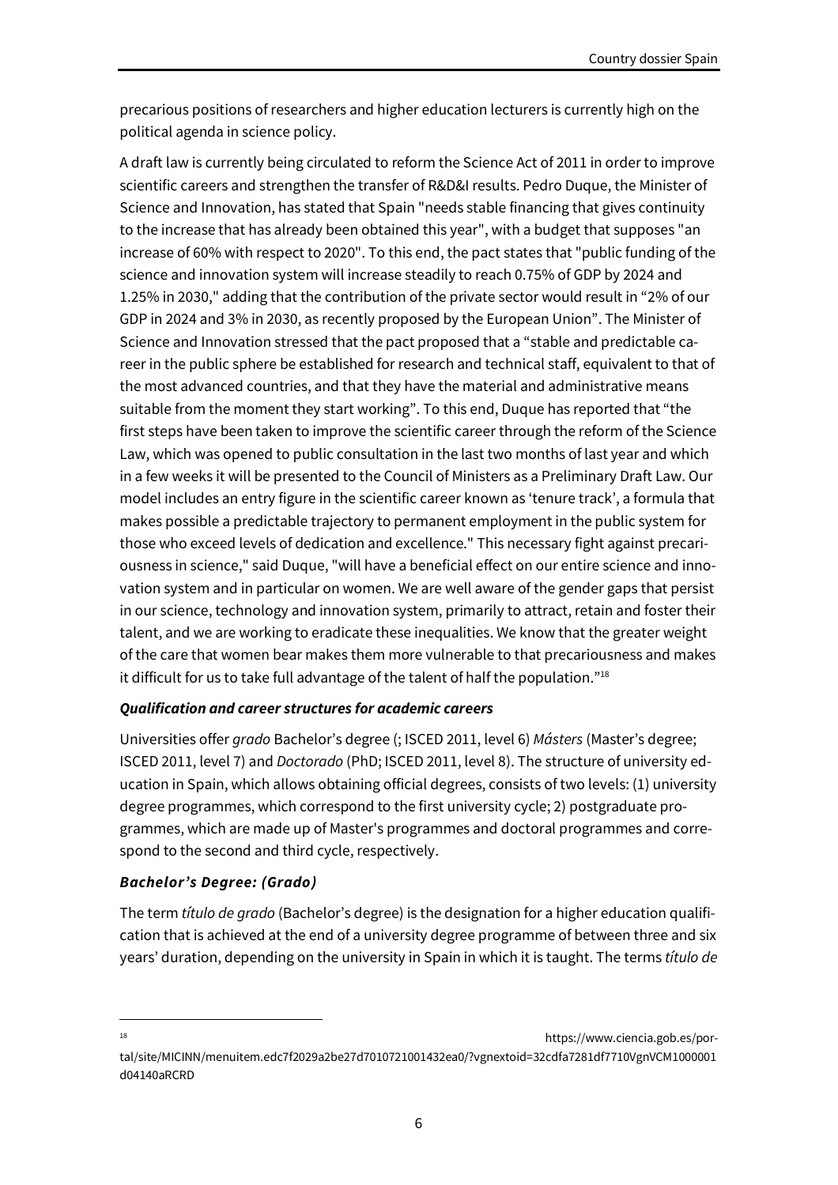precarious positions of researchers and higher education lecturers is currently high on the political agenda in science policy.

A draft law is currently being circulated to reform the Science Act of 2011 in order to improve scientific careers and strengthen the transfer of R&D&I results. Pedro Duque, the Minister of Science and Innovation, has stated that Spain "needs stable financing that gives continuity to the increase that has already been obtained this year", with a budget that supposes "an increase of 60% with respect to 2020". To this end, the pact states that "public funding of the science and innovation system will increase steadily to reach 0.75% of GDP by 2024 and 1.25% in 2030," adding that the contribution of the private sector would result in "2% of our GDP in 2024 and 3% in 2030, as recently proposed by the European Union". The Minister of Science and Innovation stressed that the pact proposed that a "stable and predictable career in the public sphere be established for research and technical staff, equivalent to that of the most advanced countries, and that they have the material and administrative means suitable from the moment they start working". To this end, Duque has reported that "the first steps have been taken to improve the scientific career through the reform of the Science Law, which was opened to public consultation in the last two months of last year and which in a few weeks it will be presented to the Council of Ministers as a Preliminary Draft Law. Our model includes an entry figure in the scientific career known as 'tenure track', a formula that makes possible a predictable trajectory to permanent employment in the public system for those who exceed levels of dedication and excellence." This necessary fight against precariousness in science," said Duque, "will have a beneficial effect on our entire science and innovation system and in particular on women. We are well aware of the gender gaps that persist in our science, technology and innovation system, primarily to attract, retain and foster their talent, and we are working to eradicate these inequalities. We know that the greater weight of the care that women bear makes them more vulnerable to that precariousness and makes it difficult for us to take full advantage of the talent of half the population."[18]

### *Qualification and career structures for academic careers*

Universities offer *grado* Bachelor's degree (; ISCED 2011, level 6) *Másters* (Master's degree; ISCED 2011, level 7) and *Doctorado* (PhD; ISCED 2011, level 8). The structure of university education in Spain, which allows obtaining official degrees, consists of two levels: (1) university degree programmes, which correspond to the first university cycle; 2) postgraduate programmes, which are made up of Master's programmes and doctoral programmes and correspond to the second and third cycle, respectively.

### *Bachelor's Degree: (Grado)*

The term *título de grado* (Bachelor's degree) is the designation for a higher education qualification that is achieved at the end of a university degree programme of between three and six years' duration, depending on the university in Spain in which it is taught. The terms *título de*

---

[18] https://www.ciencia.gob.es/portal/site/MICINN/menuitem.edc7f2029a2be27d7010721001432ea0/?vgnextoid=32cdfa7281df7710VgnVCM1000001d04140aRCRD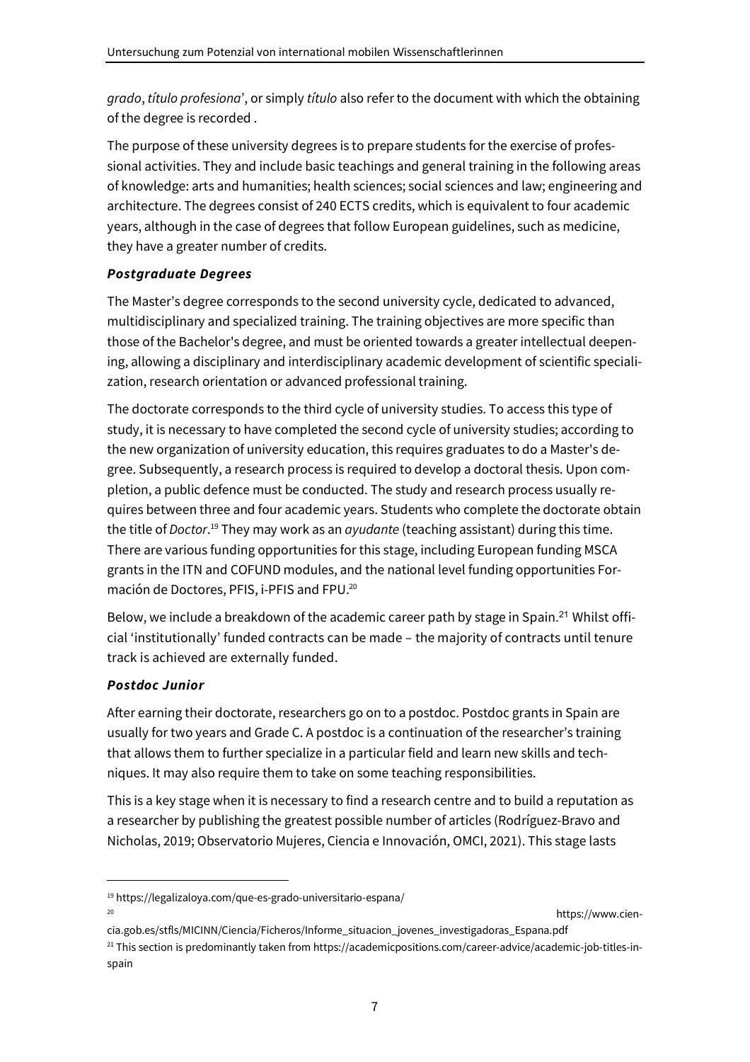*grado*, *título profesiona*', or simply *título* also refer to the document with which the obtaining of the degree is recorded .

The purpose of these university degrees is to prepare students for the exercise of professional activities. They and include basic teachings and general training in the following areas of knowledge: arts and humanities; health sciences; social sciences and law; engineering and architecture. The degrees consist of 240 ECTS credits, which is equivalent to four academic years, although in the case of degrees that follow European guidelines, such as medicine, they have a greater number of credits.

### *Postgraduate Degrees*

The Master's degree corresponds to the second university cycle, dedicated to advanced, multidisciplinary and specialized training. The training objectives are more specific than those of the Bachelor's degree, and must be oriented towards a greater intellectual deepening, allowing a disciplinary and interdisciplinary academic development of scientific specialization, research orientation or advanced professional training.

The doctorate corresponds to the third cycle of university studies. To access this type of study, it is necessary to have completed the second cycle of university studies; according to the new organization of university education, this requires graduates to do a Master's degree. Subsequently, a research process is required to develop a doctoral thesis. Upon completion, a public defence must be conducted. The study and research process usually requires between three and four academic years. Students who complete the doctorate obtain the title of *Doctor*.[19] They may work as an *ayudante* (teaching assistant) during this time. There are various funding opportunities for this stage, including European funding MSCA grants in the ITN and COFUND modules, and the national level funding opportunities Formación de Doctores, PFIS, i-PFIS and FPU.[20]

Below, we include a breakdown of the academic career path by stage in Spain.[21] Whilst official 'institutionally' funded contracts can be made – the majority of contracts until tenure track is achieved are externally funded.

### *Postdoc Junior*

After earning their doctorate, researchers go on to a postdoc. Postdoc grants in Spain are usually for two years and Grade C. A postdoc is a continuation of the researcher's training that allows them to further specialize in a particular field and learn new skills and techniques. It may also require them to take on some teaching responsibilities.

This is a key stage when it is necessary to find a research centre and to build a reputation as a researcher by publishing the greatest possible number of articles (Rodríguez-Bravo and Nicholas, 2019; Observatorio Mujeres, Ciencia e Innovación, OMCI, 2021). This stage lasts

---

[19] https://legalizaloya.com/que-es-grado-universitario-espana/

[20] https://www.ciencia.gob.es/stfls/MICINN/Ciencia/Ficheros/Informe_situacion_jovenes_investigadoras_Espana.pdf

[21] This section is predominantly taken from https://academicpositions.com/career-advice/academic-job-titles-in-spain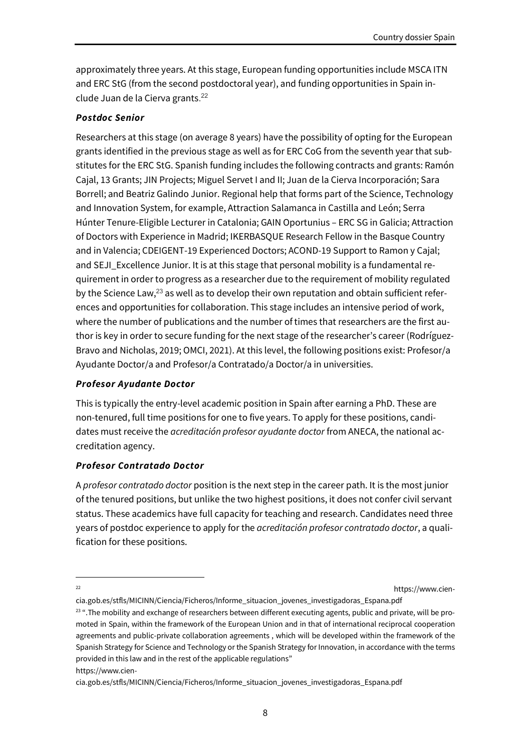approximately three years. At this stage, European funding opportunities include MSCA ITN and ERC StG (from the second postdoctoral year), and funding opportunities in Spain include Juan de la Cierva grants.[22]

### *Postdoc Senior*

Researchers at this stage (on average 8 years) have the possibility of opting for the European grants identified in the previous stage as well as for ERC CoG from the seventh year that substitutes for the ERC StG. Spanish funding includes the following contracts and grants: Ramón Cajal, 13 Grants; JIN Projects; Miguel Servet I and II; Juan de la Cierva Incorporación; Sara Borrell; and Beatriz Galindo Junior. Regional help that forms part of the Science, Technology and Innovation System, for example, Attraction Salamanca in Castilla and León; Serra Húnter Tenure-Eligible Lecturer in Catalonia; GAIN Oportunius – ERC SG in Galicia; Attraction of Doctors with Experience in Madrid; IKERBASQUE Research Fellow in the Basque Country and in Valencia; CDEIGENT-19 Experienced Doctors; ACOND-19 Support to Ramon y Cajal; and SEJI_Excellence Junior. It is at this stage that personal mobility is a fundamental requirement in order to progress as a researcher due to the requirement of mobility regulated by the Science Law,[23] as well as to develop their own reputation and obtain sufficient references and opportunities for collaboration. This stage includes an intensive period of work, where the number of publications and the number of times that researchers are the first author is key in order to secure funding for the next stage of the researcher's career (Rodríguez-Bravo and Nicholas, 2019; OMCI, 2021). At this level, the following positions exist: Profesor/a Ayudante Doctor/a and Profesor/a Contratado/a Doctor/a in universities.

### *Profesor Ayudante Doctor*

This is typically the entry-level academic position in Spain after earning a PhD. These are non-tenured, full time positions for one to five years. To apply for these positions, candidates must receive the *acreditación profesor ayudante doctor* from ANECA, the national accreditation agency.

### *Profesor Contratado Doctor*

A *profesor contratado doctor* position is the next step in the career path. It is the most junior of the tenured positions, but unlike the two highest positions, it does not confer civil servant status. These academics have full capacity for teaching and research. Candidates need three years of postdoc experience to apply for the *acreditación profesor contratado doctor*, a qualification for these positions.

---

[22] https://www.ciencia.gob.es/stfls/MICINN/Ciencia/Ficheros/Informe_situacion_jovenes_investigadoras_Espana.pdf

[23] ".The mobility and exchange of researchers between different executing agents, public and private, will be promoted in Spain, within the framework of the European Union and in that of international reciprocal cooperation agreements and public-private collaboration agreements , which will be developed within the framework of the Spanish Strategy for Science and Technology or the Spanish Strategy for Innovation, in accordance with the terms provided in this law and in the rest of the applicable regulations" https://www.ciencia.gob.es/stfls/MICINN/Ciencia/Ficheros/Informe_situacion_jovenes_investigadoras_Espana.pdf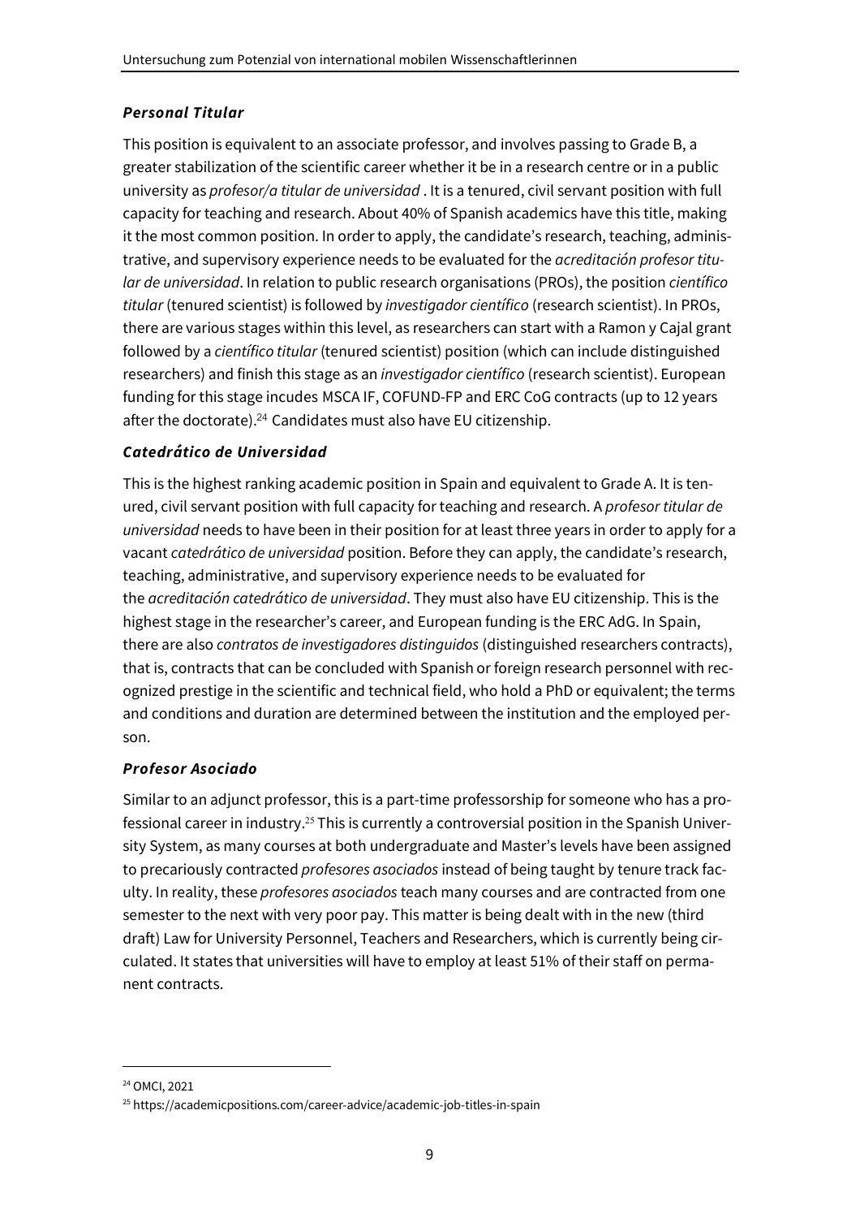### *Personal Titular*

This position is equivalent to an associate professor, and involves passing to Grade B, a greater stabilization of the scientific career whether it be in a research centre or in a public university as *profesor/a titular de universidad* . It is a tenured, civil servant position with full capacity for teaching and research. About 40% of Spanish academics have this title, making it the most common position. In order to apply, the candidate's research, teaching, administrative, and supervisory experience needs to be evaluated for the *acreditación profesor titular de universidad*. In relation to public research organisations (PROs), the position *científico titular* (tenured scientist) is followed by *investigador científico* (research scientist). In PROs, there are various stages within this level, as researchers can start with a Ramon y Cajal grant followed by a *científico titular* (tenured scientist) position (which can include distinguished researchers) and finish this stage as an *investigador científico* (research scientist). European funding for this stage incudes MSCA IF, COFUND-FP and ERC CoG contracts (up to 12 years after the doctorate).[24] Candidates must also have EU citizenship.

### *Catedrático de Universidad*

This is the highest ranking academic position in Spain and equivalent to Grade A. It is tenured, civil servant position with full capacity for teaching and research. A *profesor titular de universidad* needs to have been in their position for at least three years in order to apply for a vacant *catedrático de universidad* position. Before they can apply, the candidate's research, teaching, administrative, and supervisory experience needs to be evaluated for the *acreditación catedrático de universidad*. They must also have EU citizenship. This is the highest stage in the researcher's career, and European funding is the ERC AdG. In Spain, there are also *contratos de investigadores distinguidos* (distinguished researchers contracts), that is, contracts that can be concluded with Spanish or foreign research personnel with recognized prestige in the scientific and technical field, who hold a PhD or equivalent; the terms and conditions and duration are determined between the institution and the employed person.

### *Profesor Asociado*

Similar to an adjunct professor, this is a part-time professorship for someone who has a professional career in industry.[25] This is currently a controversial position in the Spanish University System, as many courses at both undergraduate and Master's levels have been assigned to precariously contracted *profesores asociados* instead of being taught by tenure track faculty. In reality, these *profesores asociados* teach many courses and are contracted from one semester to the next with very poor pay. This matter is being dealt with in the new (third draft) Law for University Personnel, Teachers and Researchers, which is currently being circulated. It states that universities will have to employ at least 51% of their staff on permanent contracts.

---

[24] OMCI, 2021

[25] https://academicpositions.com/career-advice/academic-job-titles-in-spain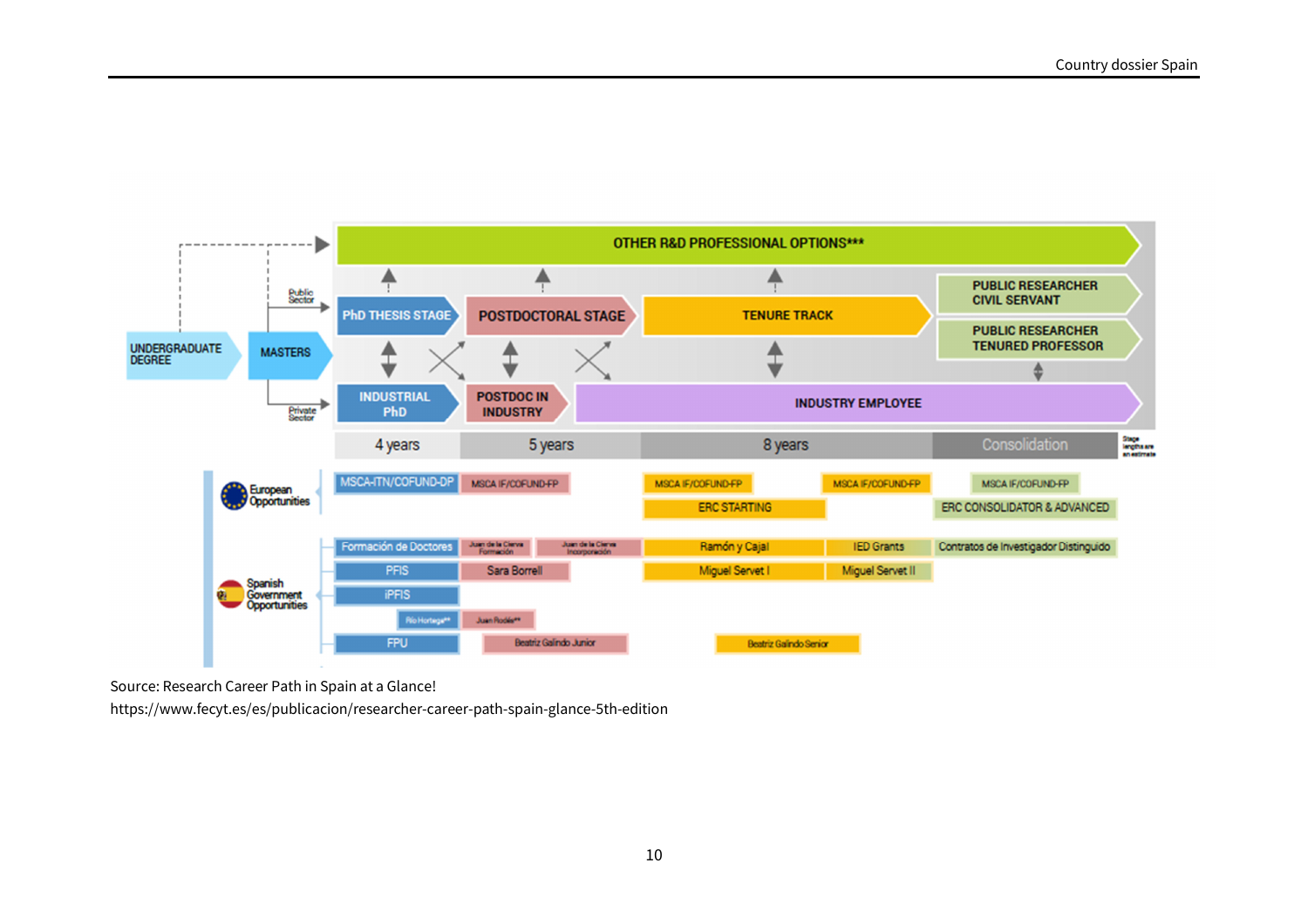OTHER R&D PROFESSIONAL OPTIONS***

UNDERGRADUATE DEGREE → MASTERS

Public Sector → PhD THESIS STAGE → POSTDOCTORAL STAGE → TENURE TRACK → PUBLIC RESEARCHER CIVIL SERVANT / PUBLIC RESEARCHER TENURED PROFESSOR

Private Sector → INDUSTRIAL PhD → POSTDOC IN INDUSTRY → INDUSTRY EMPLOYEE

| 4 years | 5 years | 8 years | Consolidation |
|---|---|---|---|

Stage lengths are an estimate

**European Opportunities**

- MSCA-ITN/COFUND-DP
- MSCA IF/COFUND-FP
- MSCA IF/COFUND-FP
- MSCA IF/COFUND-FP
- MSCA IF/COFUND-FP
- ERC STARTING
- ERC CONSOLIDATOR & ADVANCED

**Spanish Government Opportunities**

- Formación de Doctores
- Juan de la Cierva Formación
- Juan de la Cierva Incorporación
- Ramón y Cajal
- IED Grants
- Contratos de Investigador Distinguido
- PFIS
- Sara Borrell
- Miguel Servet I
- Miguel Servet II
- iPFIS
- Río Hortega**
- Juan Rodés**
- FPU
- Beatriz Galindo Junior
- Beatriz Galindo Senior

Source: Research Career Path in Spain at a Glance!
https://www.fecyt.es/es/publicacion/researcher-career-path-spain-glance-5th-edition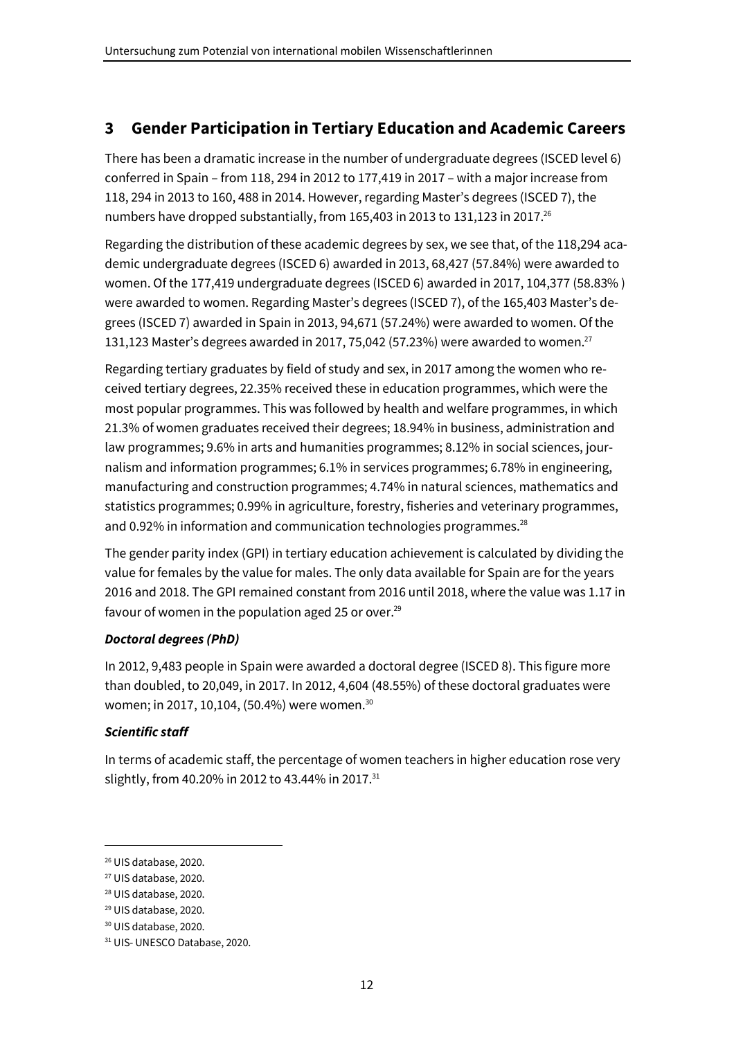## 3 Gender Participation in Tertiary Education and Academic Careers

There has been a dramatic increase in the number of undergraduate degrees (ISCED level 6) conferred in Spain – from 118, 294 in 2012 to 177,419 in 2017 – with a major increase from 118, 294 in 2013 to 160, 488 in 2014. However, regarding Master's degrees (ISCED 7), the numbers have dropped substantially, from 165,403 in 2013 to 131,123 in 2017.[26]

Regarding the distribution of these academic degrees by sex, we see that, of the 118,294 academic undergraduate degrees (ISCED 6) awarded in 2013, 68,427 (57.84%) were awarded to women. Of the 177,419 undergraduate degrees (ISCED 6) awarded in 2017, 104,377 (58.83% ) were awarded to women. Regarding Master's degrees (ISCED 7), of the 165,403 Master's degrees (ISCED 7) awarded in Spain in 2013, 94,671 (57.24%) were awarded to women. Of the 131,123 Master's degrees awarded in 2017, 75,042 (57.23%) were awarded to women.[27]

Regarding tertiary graduates by field of study and sex, in 2017 among the women who received tertiary degrees, 22.35% received these in education programmes, which were the most popular programmes. This was followed by health and welfare programmes, in which 21.3% of women graduates received their degrees; 18.94% in business, administration and law programmes; 9.6% in arts and humanities programmes; 8.12% in social sciences, journalism and information programmes; 6.1% in services programmes; 6.78% in engineering, manufacturing and construction programmes; 4.74% in natural sciences, mathematics and statistics programmes; 0.99% in agriculture, forestry, fisheries and veterinary programmes, and 0.92% in information and communication technologies programmes.[28]

The gender parity index (GPI) in tertiary education achievement is calculated by dividing the value for females by the value for males. The only data available for Spain are for the years 2016 and 2018. The GPI remained constant from 2016 until 2018, where the value was 1.17 in favour of women in the population aged 25 or over.[29]

***Doctoral degrees (PhD)***

In 2012, 9,483 people in Spain were awarded a doctoral degree (ISCED 8). This figure more than doubled, to 20,049, in 2017. In 2012, 4,604 (48.55%) of these doctoral graduates were women; in 2017, 10,104, (50.4%) were women.[30]

***Scientific staff***

In terms of academic staff, the percentage of women teachers in higher education rose very slightly, from 40.20% in 2012 to 43.44% in 2017.[31]

---

[26] UIS database, 2020.

[27] UIS database, 2020.

[28] UIS database, 2020.

[29] UIS database, 2020.

[30] UIS database, 2020.

[31] UIS- UNESCO Database, 2020.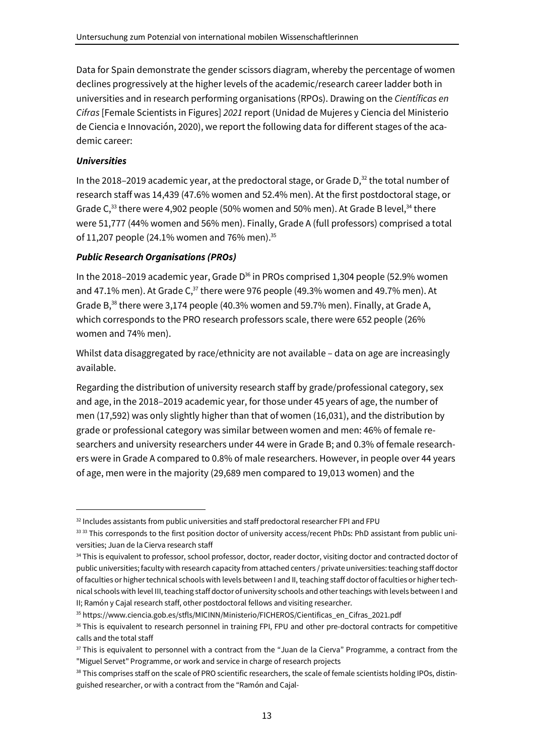Data for Spain demonstrate the gender scissors diagram, whereby the percentage of women declines progressively at the higher levels of the academic/research career ladder both in universities and in research performing organisations (RPOs). Drawing on the *Científicas en Cifras* [Female Scientists in Figures] *2021* report (Unidad de Mujeres y Ciencia del Ministerio de Ciencia e Innovación, 2020), we report the following data for different stages of the academic career:

***Universities***

In the 2018–2019 academic year, at the predoctoral stage, or Grade D,[32] the total number of research staff was 14,439 (47.6% women and 52.4% men). At the first postdoctoral stage, or Grade C,[33] there were 4,902 people (50% women and 50% men). At Grade B level,[34] there were 51,777 (44% women and 56% men). Finally, Grade A (full professors) comprised a total of 11,207 people (24.1% women and 76% men).[35]

***Public Research Organisations (PROs)***

In the 2018–2019 academic year, Grade D[36] in PROs comprised 1,304 people (52.9% women and 47.1% men). At Grade C,[37] there were 976 people (49.3% women and 49.7% men). At Grade B,[38] there were 3,174 people (40.3% women and 59.7% men). Finally, at Grade A, which corresponds to the PRO research professors scale, there were 652 people (26% women and 74% men).

Whilst data disaggregated by race/ethnicity are not available – data on age are increasingly available.

Regarding the distribution of university research staff by grade/professional category, sex and age, in the 2018–2019 academic year, for those under 45 years of age, the number of men (17,592) was only slightly higher than that of women (16,031), and the distribution by grade or professional category was similar between women and men: 46% of female researchers and university researchers under 44 were in Grade B; and 0.3% of female researchers were in Grade A compared to 0.8% of male researchers. However, in people over 44 years of age, men were in the majority (29,689 men compared to 19,013 women) and the

---

[32] Includes assistants from public universities and staff predoctoral researcher FPI and FPU

[33] [33] This corresponds to the first position doctor of university access/recent PhDs: PhD assistant from public universities; Juan de la Cierva research staff

[34] This is equivalent to professor, school professor, doctor, reader doctor, visiting doctor and contracted doctor of public universities; faculty with research capacity from attached centers / private universities: teaching staff doctor of faculties or higher technical schools with levels between I and II, teaching staff doctor of faculties or higher technical schools with level III, teaching staff doctor of university schools and other teachings with levels between I and II; Ramón y Cajal research staff, other postdoctoral fellows and visiting researcher.

[35] https://www.ciencia.gob.es/stfls/MICINN/Ministerio/FICHEROS/Cientificas_en_Cifras_2021.pdf

[36] This is equivalent to research personnel in training FPI, FPU and other pre-doctoral contracts for competitive calls and the total staff

[37] This is equivalent to personnel with a contract from the "Juan de la Cierva" Programme, a contract from the "Miguel Servet" Programme, or work and service in charge of research projects

[38] This comprises staff on the scale of PRO scientific researchers, the scale of female scientists holding IPOs, distinguished researcher, or with a contract from the "Ramón and Cajal-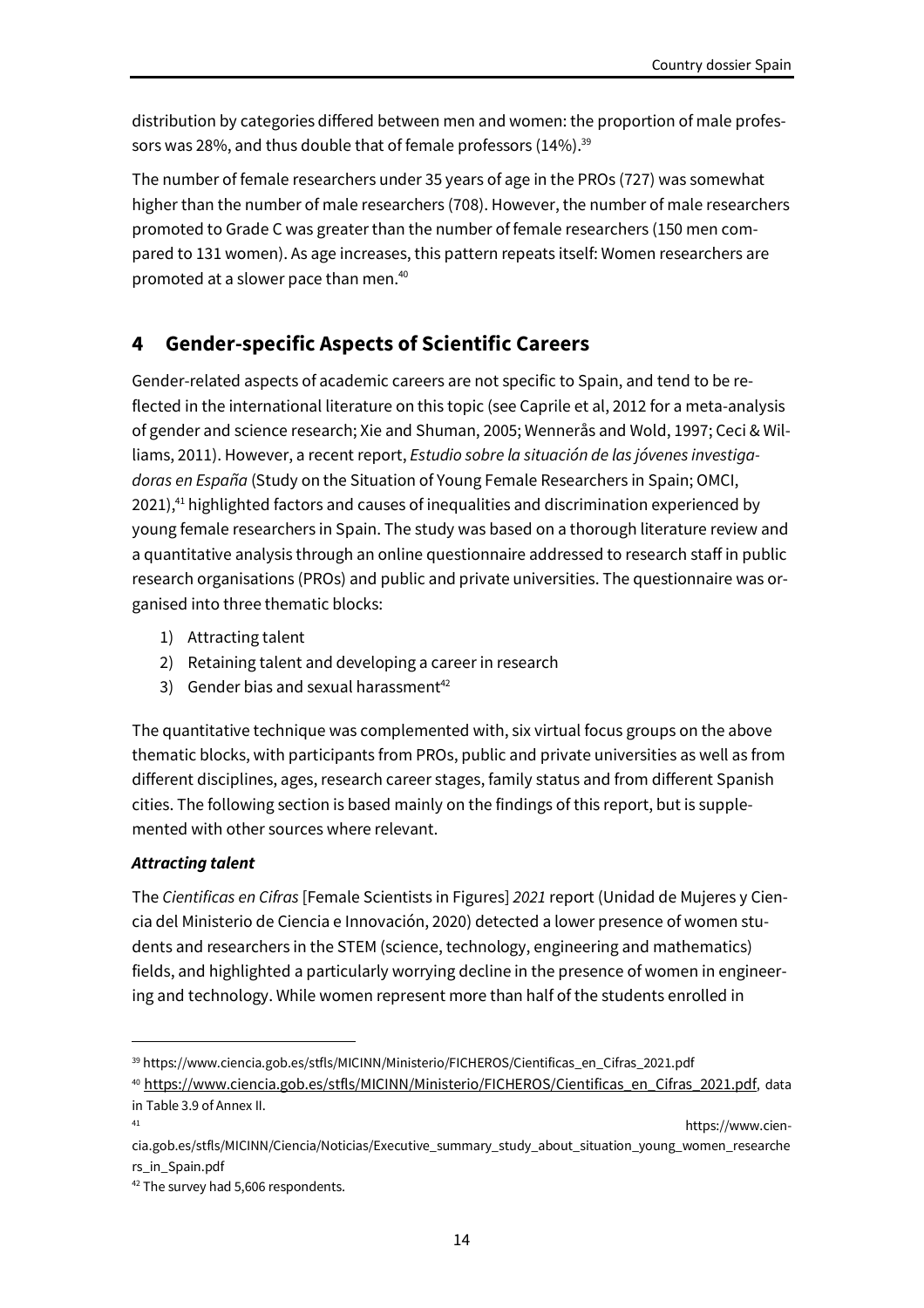distribution by categories differed between men and women: the proportion of male professors was 28%, and thus double that of female professors (14%).[39]

The number of female researchers under 35 years of age in the PROs (727) was somewhat higher than the number of male researchers (708). However, the number of male researchers promoted to Grade C was greater than the number of female researchers (150 men compared to 131 women). As age increases, this pattern repeats itself: Women researchers are promoted at a slower pace than men.[40]

## 4 Gender-specific Aspects of Scientific Careers

Gender-related aspects of academic careers are not specific to Spain, and tend to be reflected in the international literature on this topic (see Caprile et al, 2012 for a meta-analysis of gender and science research; Xie and Shuman, 2005; Wennerås and Wold, 1997; Ceci & Williams, 2011). However, a recent report, *Estudio sobre la situación de las jóvenes investigadoras en España* (Study on the Situation of Young Female Researchers in Spain; OMCI, 2021),[41] highlighted factors and causes of inequalities and discrimination experienced by young female researchers in Spain. The study was based on a thorough literature review and a quantitative analysis through an online questionnaire addressed to research staff in public research organisations (PROs) and public and private universities. The questionnaire was organised into three thematic blocks:

1) Attracting talent
2) Retaining talent and developing a career in research
3) Gender bias and sexual harassment[42]

The quantitative technique was complemented with, six virtual focus groups on the above thematic blocks, with participants from PROs, public and private universities as well as from different disciplines, ages, research career stages, family status and from different Spanish cities. The following section is based mainly on the findings of this report, but is supplemented with other sources where relevant.

***Attracting talent***

The *Cientificas en Cifras* [Female Scientists in Figures] *2021* report (Unidad de Mujeres y Ciencia del Ministerio de Ciencia e Innovación, 2020) detected a lower presence of women students and researchers in the STEM (science, technology, engineering and mathematics) fields, and highlighted a particularly worrying decline in the presence of women in engineering and technology. While women represent more than half of the students enrolled in

---

[39] https://www.ciencia.gob.es/stfls/MICINN/Ministerio/FICHEROS/Cientificas_en_Cifras_2021.pdf

[40] https://www.ciencia.gob.es/stfls/MICINN/Ministerio/FICHEROS/Cientificas_en_Cifras_2021.pdf, data in Table 3.9 of Annex II.

[41] https://www.ciencia.gob.es/stfls/MICINN/Ciencia/Noticias/Executive_summary_study_about_situation_young_women_researchers_in_Spain.pdf

[42] The survey had 5,606 respondents.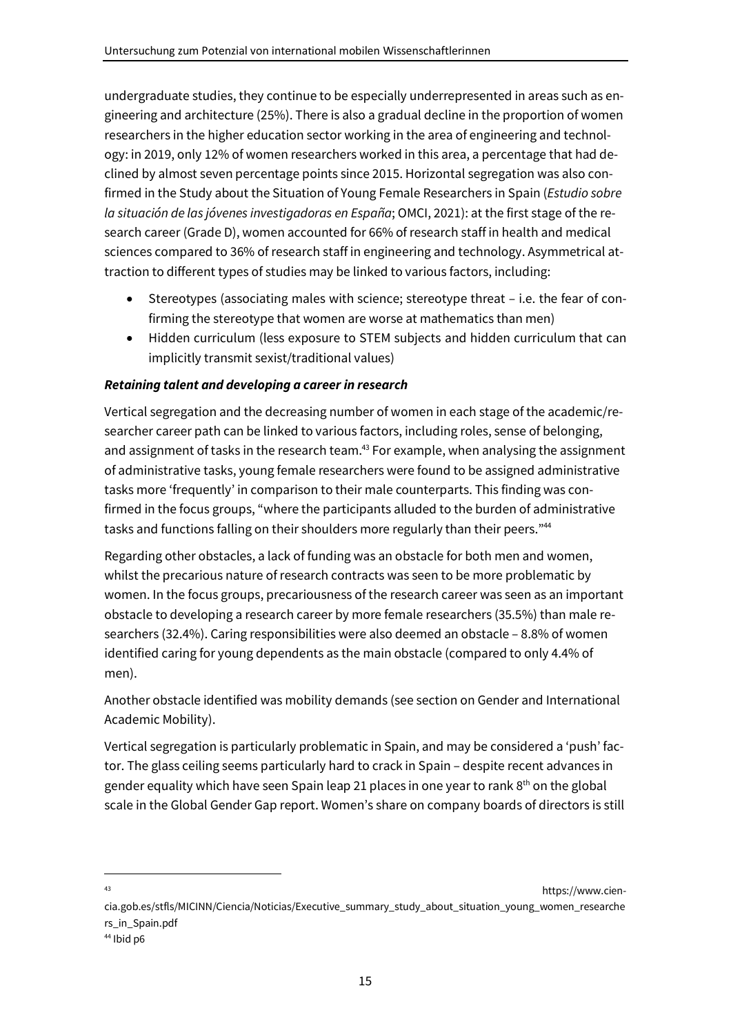undergraduate studies, they continue to be especially underrepresented in areas such as engineering and architecture (25%). There is also a gradual decline in the proportion of women researchers in the higher education sector working in the area of engineering and technology: in 2019, only 12% of women researchers worked in this area, a percentage that had declined by almost seven percentage points since 2015. Horizontal segregation was also confirmed in the Study about the Situation of Young Female Researchers in Spain (*Estudio sobre la situación de las jóvenes investigadoras en España*; OMCI, 2021): at the first stage of the research career (Grade D), women accounted for 66% of research staff in health and medical sciences compared to 36% of research staff in engineering and technology. Asymmetrical attraction to different types of studies may be linked to various factors, including:

- Stereotypes (associating males with science; stereotype threat – i.e. the fear of confirming the stereotype that women are worse at mathematics than men)
- Hidden curriculum (less exposure to STEM subjects and hidden curriculum that can implicitly transmit sexist/traditional values)

***Retaining talent and developing a career in research***

Vertical segregation and the decreasing number of women in each stage of the academic/researcher career path can be linked to various factors, including roles, sense of belonging, and assignment of tasks in the research team.[43] For example, when analysing the assignment of administrative tasks, young female researchers were found to be assigned administrative tasks more 'frequently' in comparison to their male counterparts. This finding was confirmed in the focus groups, "where the participants alluded to the burden of administrative tasks and functions falling on their shoulders more regularly than their peers."[44]

Regarding other obstacles, a lack of funding was an obstacle for both men and women, whilst the precarious nature of research contracts was seen to be more problematic by women. In the focus groups, precariousness of the research career was seen as an important obstacle to developing a research career by more female researchers (35.5%) than male researchers (32.4%). Caring responsibilities were also deemed an obstacle – 8.8% of women identified caring for young dependents as the main obstacle (compared to only 4.4% of men).

Another obstacle identified was mobility demands (see section on Gender and International Academic Mobility).

Vertical segregation is particularly problematic in Spain, and may be considered a 'push' factor. The glass ceiling seems particularly hard to crack in Spain – despite recent advances in gender equality which have seen Spain leap 21 places in one year to rank 8th on the global scale in the Global Gender Gap report. Women's share on company boards of directors is still

---

[43] https://www.ciencia.gob.es/stfls/MICINN/Ciencia/Noticias/Executive_summary_study_about_situation_young_women_researchers_in_Spain.pdf

[44] Ibid p6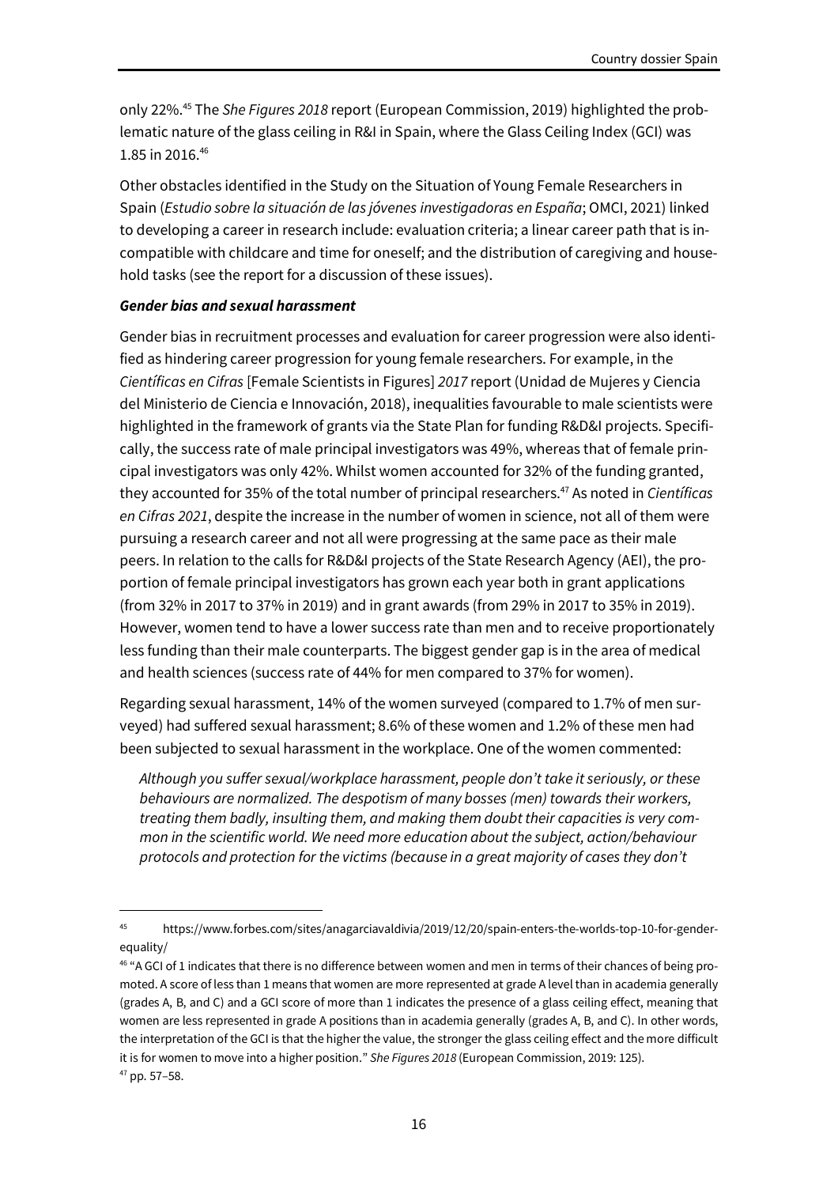only 22%.[45] The *She Figures 2018* report (European Commission, 2019) highlighted the problematic nature of the glass ceiling in R&I in Spain, where the Glass Ceiling Index (GCI) was 1.85 in 2016.[46]

Other obstacles identified in the Study on the Situation of Young Female Researchers in Spain (*Estudio sobre la situación de las jóvenes investigadoras en España*; OMCI, 2021) linked to developing a career in research include: evaluation criteria; a linear career path that is incompatible with childcare and time for oneself; and the distribution of caregiving and household tasks (see the report for a discussion of these issues).

***Gender bias and sexual harassment***

Gender bias in recruitment processes and evaluation for career progression were also identified as hindering career progression for young female researchers. For example, in the *Científicas en Cifras* [Female Scientists in Figures] *2017* report (Unidad de Mujeres y Ciencia del Ministerio de Ciencia e Innovación, 2018), inequalities favourable to male scientists were highlighted in the framework of grants via the State Plan for funding R&D&I projects. Specifically, the success rate of male principal investigators was 49%, whereas that of female principal investigators was only 42%. Whilst women accounted for 32% of the funding granted, they accounted for 35% of the total number of principal researchers.[47] As noted in *Científicas en Cifras 2021*, despite the increase in the number of women in science, not all of them were pursuing a research career and not all were progressing at the same pace as their male peers. In relation to the calls for R&D&I projects of the State Research Agency (AEI), the proportion of female principal investigators has grown each year both in grant applications (from 32% in 2017 to 37% in 2019) and in grant awards (from 29% in 2017 to 35% in 2019). However, women tend to have a lower success rate than men and to receive proportionately less funding than their male counterparts. The biggest gender gap is in the area of medical and health sciences (success rate of 44% for men compared to 37% for women).

Regarding sexual harassment, 14% of the women surveyed (compared to 1.7% of men surveyed) had suffered sexual harassment; 8.6% of these women and 1.2% of these men had been subjected to sexual harassment in the workplace. One of the women commented:

> *Although you suffer sexual/workplace harassment, people don't take it seriously, or these behaviours are normalized. The despotism of many bosses (men) towards their workers, treating them badly, insulting them, and making them doubt their capacities is very common in the scientific world. We need more education about the subject, action/behaviour protocols and protection for the victims (because in a great majority of cases they don't*

---

[45] https://www.forbes.com/sites/anagarciavaldivia/2019/12/20/spain-enters-the-worlds-top-10-for-gender-equality/

[46] "A GCI of 1 indicates that there is no difference between women and men in terms of their chances of being promoted. A score of less than 1 means that women are more represented at grade A level than in academia generally (grades A, B, and C) and a GCI score of more than 1 indicates the presence of a glass ceiling effect, meaning that women are less represented in grade A positions than in academia generally (grades A, B, and C). In other words, the interpretation of the GCI is that the higher the value, the stronger the glass ceiling effect and the more difficult it is for women to move into a higher position." *She Figures 2018* (European Commission, 2019: 125).

[47] pp. 57–58.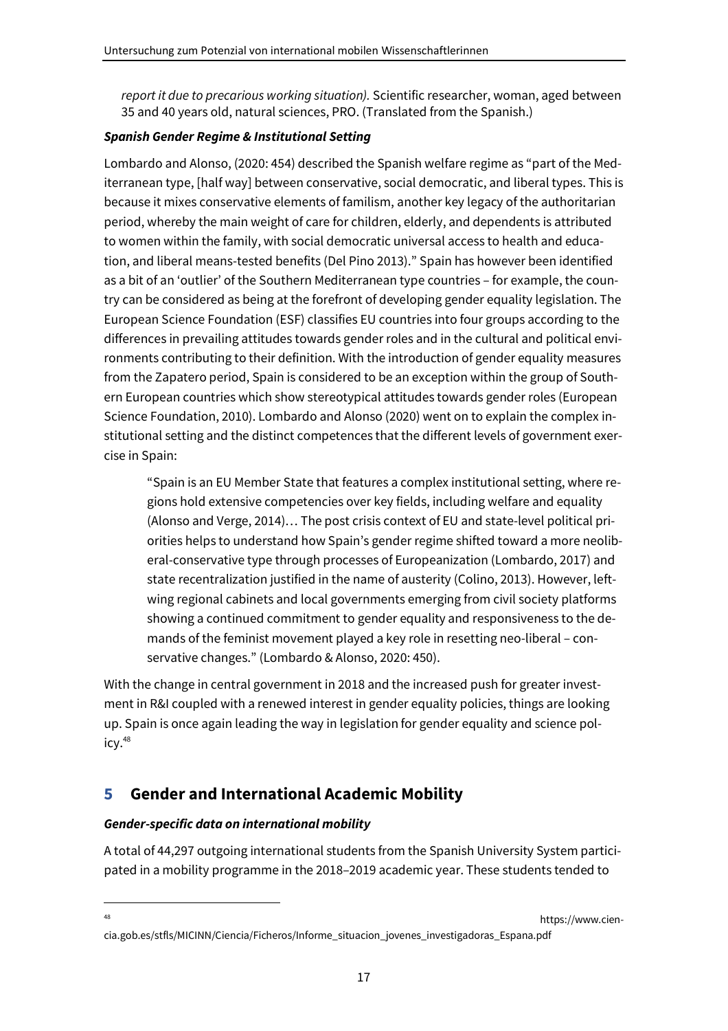*report it due to precarious working situation).* Scientific researcher, woman, aged between 35 and 40 years old, natural sciences, PRO. (Translated from the Spanish.)

***Spanish Gender Regime & Institutional Setting***

Lombardo and Alonso, (2020: 454) described the Spanish welfare regime as "part of the Mediterranean type, [half way] between conservative, social democratic, and liberal types. This is because it mixes conservative elements of familism, another key legacy of the authoritarian period, whereby the main weight of care for children, elderly, and dependents is attributed to women within the family, with social democratic universal access to health and education, and liberal means-tested benefits (Del Pino 2013)." Spain has however been identified as a bit of an 'outlier' of the Southern Mediterranean type countries – for example, the country can be considered as being at the forefront of developing gender equality legislation. The European Science Foundation (ESF) classifies EU countries into four groups according to the differences in prevailing attitudes towards gender roles and in the cultural and political environments contributing to their definition. With the introduction of gender equality measures from the Zapatero period, Spain is considered to be an exception within the group of Southern European countries which show stereotypical attitudes towards gender roles (European Science Foundation, 2010). Lombardo and Alonso (2020) went on to explain the complex institutional setting and the distinct competences that the different levels of government exercise in Spain:

> "Spain is an EU Member State that features a complex institutional setting, where regions hold extensive competencies over key fields, including welfare and equality (Alonso and Verge, 2014)… The post crisis context of EU and state-level political priorities helps to understand how Spain's gender regime shifted toward a more neoliberal-conservative type through processes of Europeanization (Lombardo, 2017) and state recentralization justified in the name of austerity (Colino, 2013). However, left-wing regional cabinets and local governments emerging from civil society platforms showing a continued commitment to gender equality and responsiveness to the demands of the feminist movement played a key role in resetting neo-liberal – conservative changes." (Lombardo & Alonso, 2020: 450).

With the change in central government in 2018 and the increased push for greater investment in R&I coupled with a renewed interest in gender equality policies, things are looking up. Spain is once again leading the way in legislation for gender equality and science policy.[48]

## 5 Gender and International Academic Mobility

***Gender-specific data on international mobility***

A total of 44,297 outgoing international students from the Spanish University System participated in a mobility programme in the 2018–2019 academic year. These students tended to

---

[48] https://www.ciencia.gob.es/stfls/MICINN/Ciencia/Ficheros/Informe_situacion_jovenes_investigadoras_Espana.pdf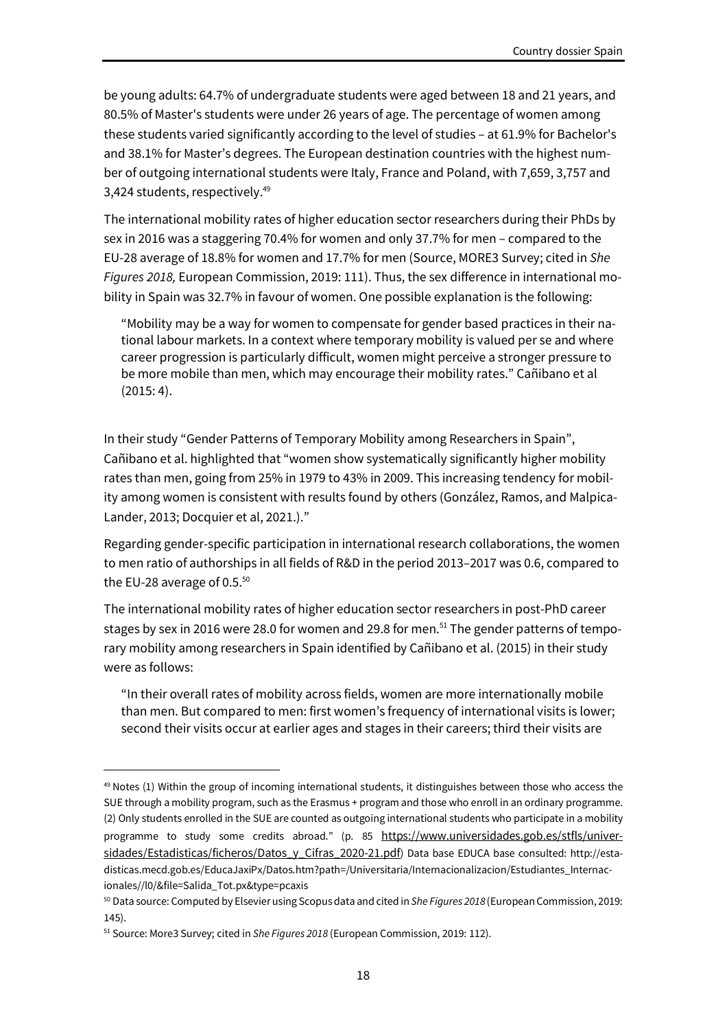be young adults: 64.7% of undergraduate students were aged between 18 and 21 years, and 80.5% of Master's students were under 26 years of age. The percentage of women among these students varied significantly according to the level of studies – at 61.9% for Bachelor's and 38.1% for Master's degrees. The European destination countries with the highest number of outgoing international students were Italy, France and Poland, with 7,659, 3,757 and 3,424 students, respectively.[49]

The international mobility rates of higher education sector researchers during their PhDs by sex in 2016 was a staggering 70.4% for women and only 37.7% for men – compared to the EU-28 average of 18.8% for women and 17.7% for men (Source, MORE3 Survey; cited in *She Figures 2018,* European Commission, 2019: 111). Thus, the sex difference in international mobility in Spain was 32.7% in favour of women. One possible explanation is the following:

> "Mobility may be a way for women to compensate for gender based practices in their national labour markets. In a context where temporary mobility is valued per se and where career progression is particularly difficult, women might perceive a stronger pressure to be more mobile than men, which may encourage their mobility rates." Cañibano et al (2015: 4).

In their study "Gender Patterns of Temporary Mobility among Researchers in Spain", Cañibano et al. highlighted that "women show systematically significantly higher mobility rates than men, going from 25% in 1979 to 43% in 2009. This increasing tendency for mobility among women is consistent with results found by others (González, Ramos, and Malpica-Lander, 2013; Docquier et al, 2021.)."

Regarding gender-specific participation in international research collaborations, the women to men ratio of authorships in all fields of R&D in the period 2013–2017 was 0.6, compared to the EU-28 average of 0.5.[50]

The international mobility rates of higher education sector researchers in post-PhD career stages by sex in 2016 were 28.0 for women and 29.8 for men.[51] The gender patterns of temporary mobility among researchers in Spain identified by Cañibano et al. (2015) in their study were as follows:

> "In their overall rates of mobility across fields, women are more internationally mobile than men. But compared to men: first women's frequency of international visits is lower; second their visits occur at earlier ages and stages in their careers; third their visits are

---

[49] Notes (1) Within the group of incoming international students, it distinguishes between those who access the SUE through a mobility program, such as the Erasmus + program and those who enroll in an ordinary programme. (2) Only students enrolled in the SUE are counted as outgoing international students who participate in a mobility programme to study some credits abroad." (p. 85 https://www.universidades.gob.es/stfls/universidades/Estadisticas/ficheros/Datos_y_Cifras_2020-21.pdf) Data base EDUCA base consulted: http://estadisticas.mecd.gob.es/EducaJaxiPx/Datos.htm?path=/Universitaria/Internacionalizacion/Estudiantes_Internacionales//l0/&file=Salida_Tot.px&type=pcaxis

[50] Data source: Computed by Elsevier using Scopus data and cited in *She Figures 2018* (European Commission, 2019: 145).

[51] Source: More3 Survey; cited in *She Figures 2018* (European Commission, 2019: 112).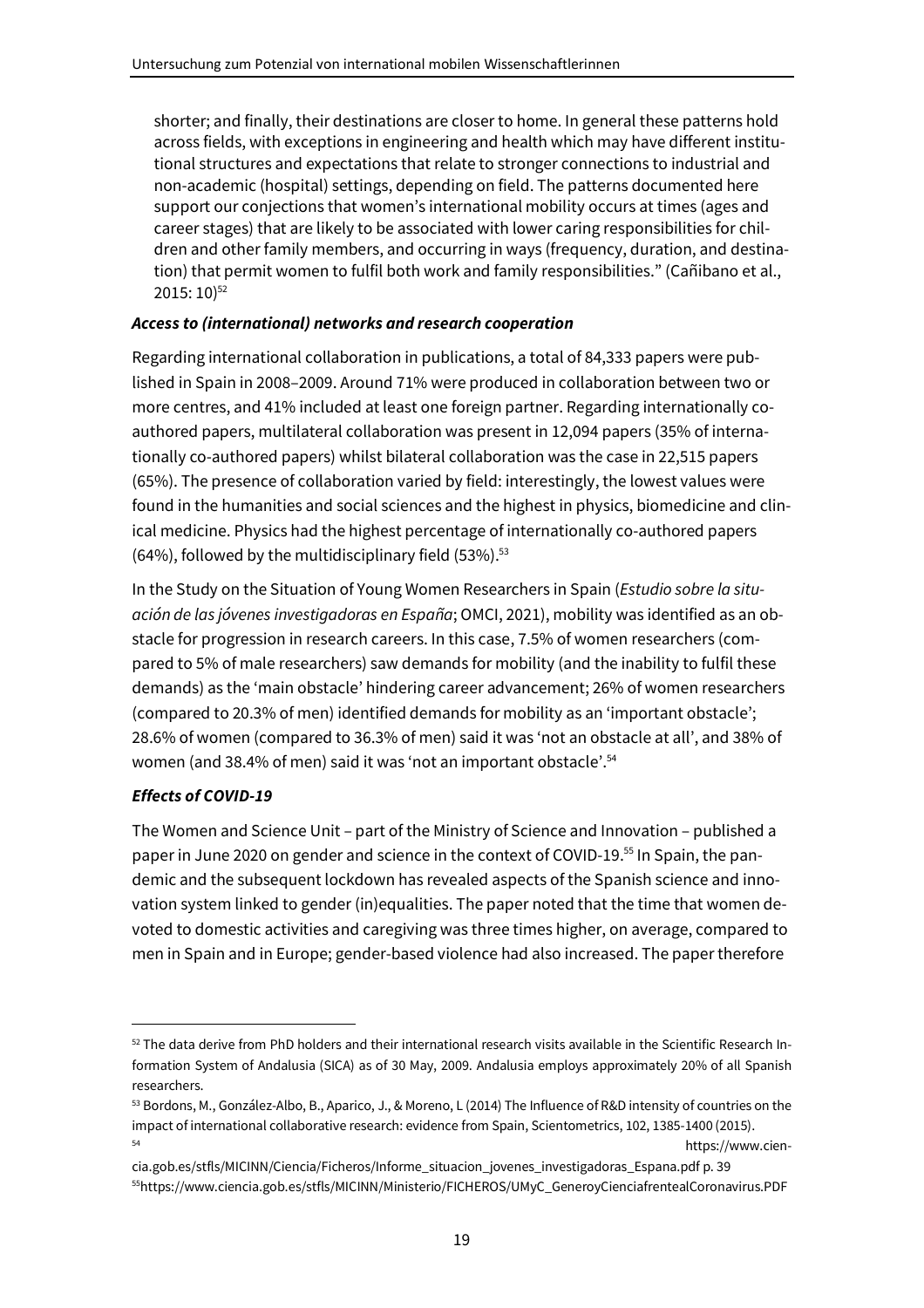shorter; and finally, their destinations are closer to home. In general these patterns hold across fields, with exceptions in engineering and health which may have different institutional structures and expectations that relate to stronger connections to industrial and non-academic (hospital) settings, depending on field. The patterns documented here support our conjections that women's international mobility occurs at times (ages and career stages) that are likely to be associated with lower caring responsibilities for children and other family members, and occurring in ways (frequency, duration, and destination) that permit women to fulfil both work and family responsibilities." (Cañibano et al., 2015: 10)[52]

***Access to (international) networks and research cooperation***

Regarding international collaboration in publications, a total of 84,333 papers were published in Spain in 2008–2009. Around 71% were produced in collaboration between two or more centres, and 41% included at least one foreign partner. Regarding internationally co-authored papers, multilateral collaboration was present in 12,094 papers (35% of internationally co-authored papers) whilst bilateral collaboration was the case in 22,515 papers (65%). The presence of collaboration varied by field: interestingly, the lowest values were found in the humanities and social sciences and the highest in physics, biomedicine and clinical medicine. Physics had the highest percentage of internationally co-authored papers (64%), followed by the multidisciplinary field (53%).[53]

In the Study on the Situation of Young Women Researchers in Spain (*Estudio sobre la situación de las jóvenes investigadoras en España*; OMCI, 2021), mobility was identified as an obstacle for progression in research careers. In this case, 7.5% of women researchers (compared to 5% of male researchers) saw demands for mobility (and the inability to fulfil these demands) as the 'main obstacle' hindering career advancement; 26% of women researchers (compared to 20.3% of men) identified demands for mobility as an 'important obstacle'; 28.6% of women (compared to 36.3% of men) said it was 'not an obstacle at all', and 38% of women (and 38.4% of men) said it was 'not an important obstacle'.[54]

***Effects of COVID-19***

The Women and Science Unit – part of the Ministry of Science and Innovation – published a paper in June 2020 on gender and science in the context of COVID-19.[55] In Spain, the pandemic and the subsequent lockdown has revealed aspects of the Spanish science and innovation system linked to gender (in)equalities. The paper noted that the time that women devoted to domestic activities and caregiving was three times higher, on average, compared to men in Spain and in Europe; gender-based violence had also increased. The paper therefore

---

[52] The data derive from PhD holders and their international research visits available in the Scientific Research Information System of Andalusia (SICA) as of 30 May, 2009. Andalusia employs approximately 20% of all Spanish researchers.

[53] Bordons, M., González-Albo, B., Aparico, J., & Moreno, L (2014) The Influence of R&D intensity of countries on the impact of international collaborative research: evidence from Spain, Scientometrics, 102, 1385-1400 (2015).

[54] https://www.ciencia.gob.es/stfls/MICINN/Ciencia/Ficheros/Informe_situacion_jovenes_investigadoras_Espana.pdf p. 39

[55] https://www.ciencia.gob.es/stfls/MICINN/Ministerio/FICHEROS/UMyC_GeneroyCienciafrentealCoronavirus.PDF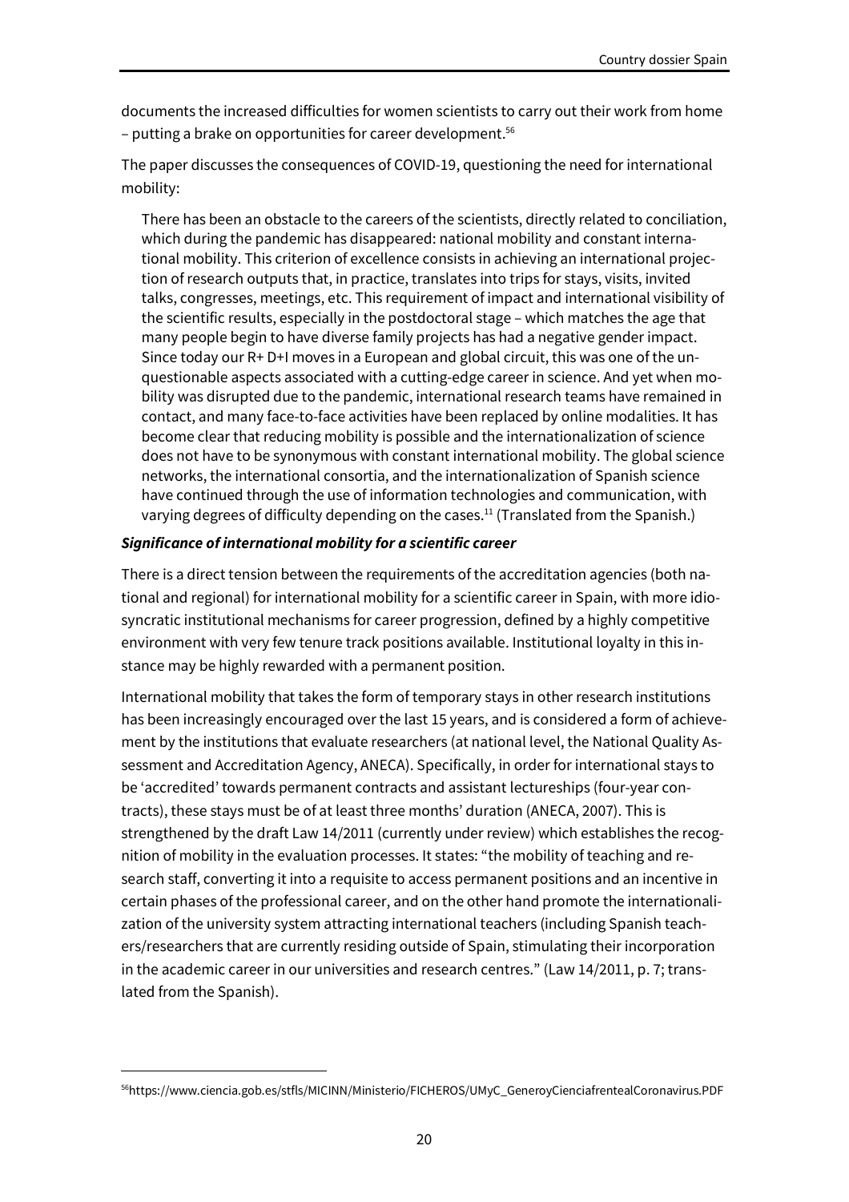documents the increased difficulties for women scientists to carry out their work from home – putting a brake on opportunities for career development.[56]

The paper discusses the consequences of COVID-19, questioning the need for international mobility:

> There has been an obstacle to the careers of the scientists, directly related to conciliation, which during the pandemic has disappeared: national mobility and constant international mobility. This criterion of excellence consists in achieving an international projection of research outputs that, in practice, translates into trips for stays, visits, invited talks, congresses, meetings, etc. This requirement of impact and international visibility of the scientific results, especially in the postdoctoral stage – which matches the age that many people begin to have diverse family projects has had a negative gender impact. Since today our R+ D+I moves in a European and global circuit, this was one of the unquestionable aspects associated with a cutting-edge career in science. And yet when mobility was disrupted due to the pandemic, international research teams have remained in contact, and many face-to-face activities have been replaced by online modalities. It has become clear that reducing mobility is possible and the internationalization of science does not have to be synonymous with constant international mobility. The global science networks, the international consortia, and the internationalization of Spanish science have continued through the use of information technologies and communication, with varying degrees of difficulty depending on the cases.[11] (Translated from the Spanish.)

***Significance of international mobility for a scientific career***

There is a direct tension between the requirements of the accreditation agencies (both national and regional) for international mobility for a scientific career in Spain, with more idiosyncratic institutional mechanisms for career progression, defined by a highly competitive environment with very few tenure track positions available. Institutional loyalty in this instance may be highly rewarded with a permanent position.

International mobility that takes the form of temporary stays in other research institutions has been increasingly encouraged over the last 15 years, and is considered a form of achievement by the institutions that evaluate researchers (at national level, the National Quality Assessment and Accreditation Agency, ANECA). Specifically, in order for international stays to be 'accredited' towards permanent contracts and assistant lectureships (four-year contracts), these stays must be of at least three months' duration (ANECA, 2007). This is strengthened by the draft Law 14/2011 (currently under review) which establishes the recognition of mobility in the evaluation processes. It states: "the mobility of teaching and research staff, converting it into a requisite to access permanent positions and an incentive in certain phases of the professional career, and on the other hand promote the internationalization of the university system attracting international teachers (including Spanish teachers/researchers that are currently residing outside of Spain, stimulating their incorporation in the academic career in our universities and research centres." (Law 14/2011, p. 7; translated from the Spanish).

[56] https://www.ciencia.gob.es/stfls/MICINN/Ministerio/FICHEROS/UMyC_GeneroyCienciafrentealCoronavirus.PDF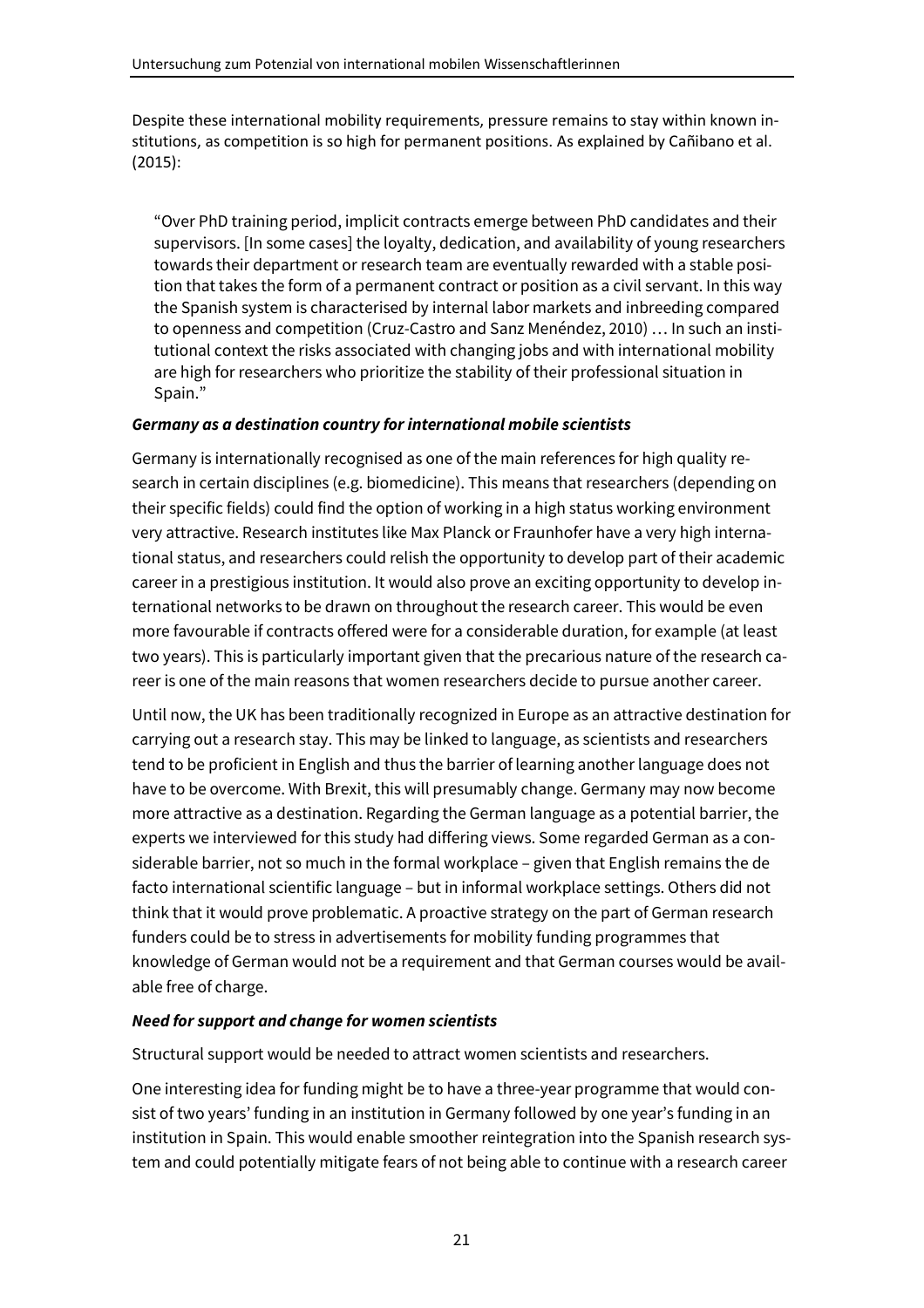Despite these international mobility requirements, pressure remains to stay within known institutions, as competition is so high for permanent positions. As explained by Cañibano et al. (2015):

> "Over PhD training period, implicit contracts emerge between PhD candidates and their supervisors. [In some cases] the loyalty, dedication, and availability of young researchers towards their department or research team are eventually rewarded with a stable position that takes the form of a permanent contract or position as a civil servant. In this way the Spanish system is characterised by internal labor markets and inbreeding compared to openness and competition (Cruz-Castro and Sanz Menéndez, 2010) … In such an institutional context the risks associated with changing jobs and with international mobility are high for researchers who prioritize the stability of their professional situation in Spain."

***Germany as a destination country for international mobile scientists***

Germany is internationally recognised as one of the main references for high quality research in certain disciplines (e.g. biomedicine). This means that researchers (depending on their specific fields) could find the option of working in a high status working environment very attractive. Research institutes like Max Planck or Fraunhofer have a very high international status, and researchers could relish the opportunity to develop part of their academic career in a prestigious institution. It would also prove an exciting opportunity to develop international networks to be drawn on throughout the research career. This would be even more favourable if contracts offered were for a considerable duration, for example (at least two years). This is particularly important given that the precarious nature of the research career is one of the main reasons that women researchers decide to pursue another career.

Until now, the UK has been traditionally recognized in Europe as an attractive destination for carrying out a research stay. This may be linked to language, as scientists and researchers tend to be proficient in English and thus the barrier of learning another language does not have to be overcome. With Brexit, this will presumably change. Germany may now become more attractive as a destination. Regarding the German language as a potential barrier, the experts we interviewed for this study had differing views. Some regarded German as a considerable barrier, not so much in the formal workplace – given that English remains the de facto international scientific language – but in informal workplace settings. Others did not think that it would prove problematic. A proactive strategy on the part of German research funders could be to stress in advertisements for mobility funding programmes that knowledge of German would not be a requirement and that German courses would be available free of charge.

***Need for support and change for women scientists***

Structural support would be needed to attract women scientists and researchers.

One interesting idea for funding might be to have a three-year programme that would consist of two years' funding in an institution in Germany followed by one year's funding in an institution in Spain. This would enable smoother reintegration into the Spanish research system and could potentially mitigate fears of not being able to continue with a research career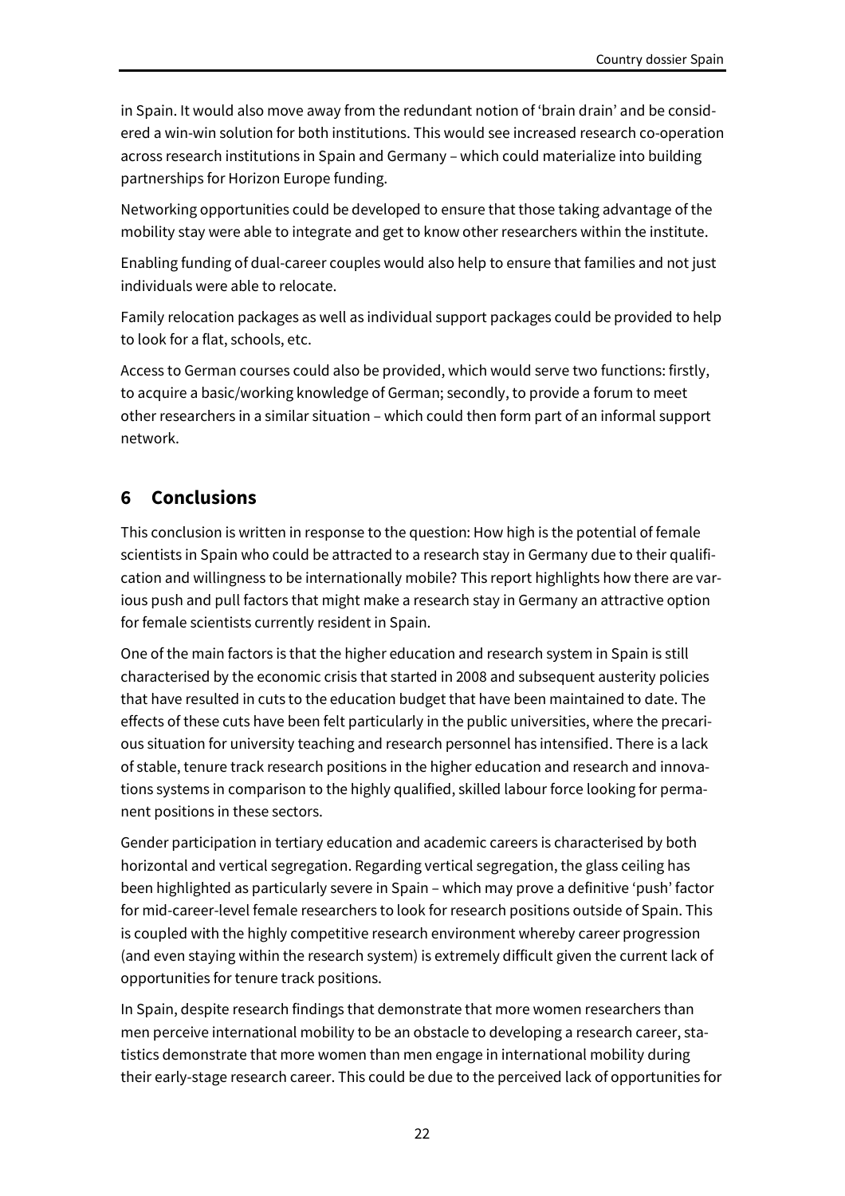in Spain. It would also move away from the redundant notion of 'brain drain' and be considered a win-win solution for both institutions. This would see increased research co-operation across research institutions in Spain and Germany – which could materialize into building partnerships for Horizon Europe funding.

Networking opportunities could be developed to ensure that those taking advantage of the mobility stay were able to integrate and get to know other researchers within the institute.

Enabling funding of dual-career couples would also help to ensure that families and not just individuals were able to relocate.

Family relocation packages as well as individual support packages could be provided to help to look for a flat, schools, etc.

Access to German courses could also be provided, which would serve two functions: firstly, to acquire a basic/working knowledge of German; secondly, to provide a forum to meet other researchers in a similar situation – which could then form part of an informal support network.

## 6 Conclusions

This conclusion is written in response to the question: How high is the potential of female scientists in Spain who could be attracted to a research stay in Germany due to their qualification and willingness to be internationally mobile? This report highlights how there are various push and pull factors that might make a research stay in Germany an attractive option for female scientists currently resident in Spain.

One of the main factors is that the higher education and research system in Spain is still characterised by the economic crisis that started in 2008 and subsequent austerity policies that have resulted in cuts to the education budget that have been maintained to date. The effects of these cuts have been felt particularly in the public universities, where the precarious situation for university teaching and research personnel has intensified. There is a lack of stable, tenure track research positions in the higher education and research and innovations systems in comparison to the highly qualified, skilled labour force looking for permanent positions in these sectors.

Gender participation in tertiary education and academic careers is characterised by both horizontal and vertical segregation. Regarding vertical segregation, the glass ceiling has been highlighted as particularly severe in Spain – which may prove a definitive 'push' factor for mid-career-level female researchers to look for research positions outside of Spain. This is coupled with the highly competitive research environment whereby career progression (and even staying within the research system) is extremely difficult given the current lack of opportunities for tenure track positions.

In Spain, despite research findings that demonstrate that more women researchers than men perceive international mobility to be an obstacle to developing a research career, statistics demonstrate that more women than men engage in international mobility during their early-stage research career. This could be due to the perceived lack of opportunities for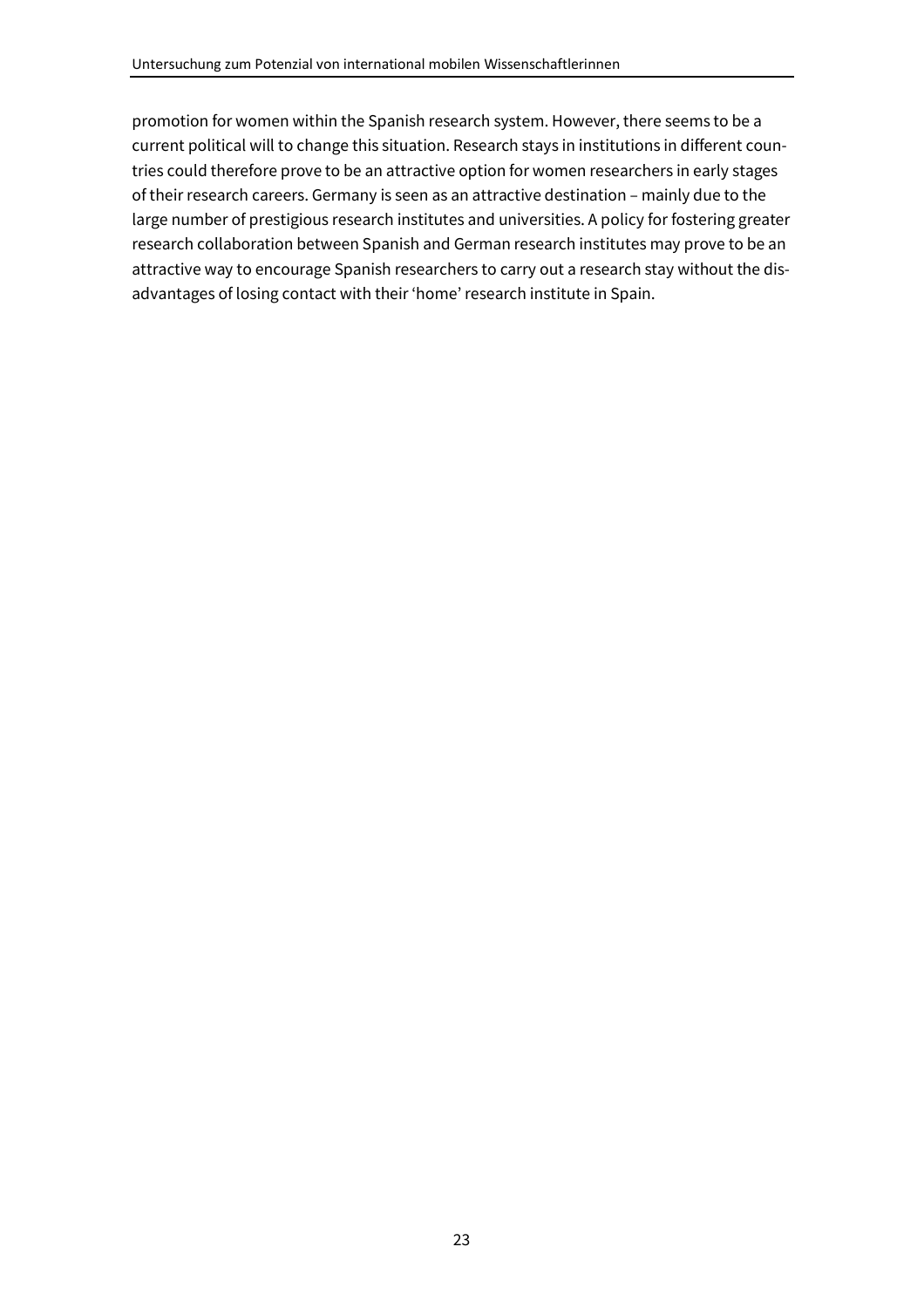promotion for women within the Spanish research system. However, there seems to be a current political will to change this situation. Research stays in institutions in different countries could therefore prove to be an attractive option for women researchers in early stages of their research careers. Germany is seen as an attractive destination – mainly due to the large number of prestigious research institutes and universities. A policy for fostering greater research collaboration between Spanish and German research institutes may prove to be an attractive way to encourage Spanish researchers to carry out a research stay without the disadvantages of losing contact with their 'home' research institute in Spain.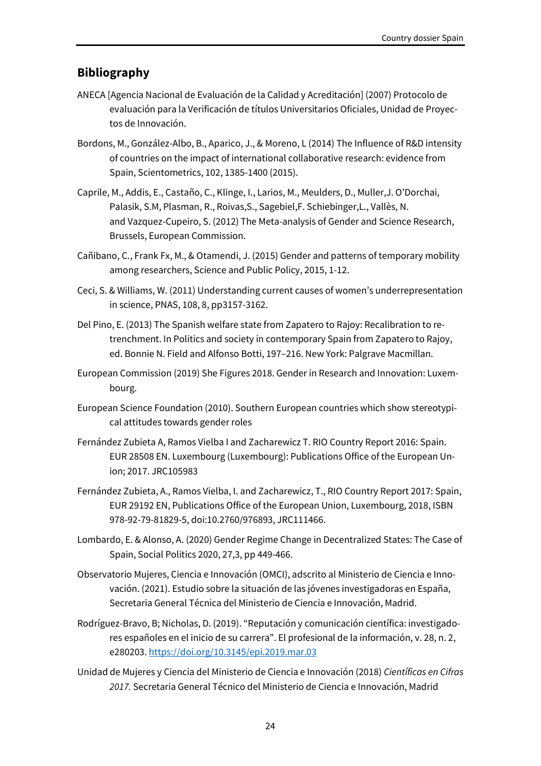## Bibliography

ANECA [Agencia Nacional de Evaluación de la Calidad y Acreditación] (2007) Protocolo de evaluación para la Verificación de títulos Universitarios Oficiales, Unidad de Proyectos de Innovación.

Bordons, M., González-Albo, B., Aparico, J., & Moreno, L (2014) The Influence of R&D intensity of countries on the impact of international collaborative research: evidence from Spain, Scientometrics, 102, 1385-1400 (2015).

Caprile, M., Addis, E., Castaño, C., Klinge, I., Larios, M., Meulders, D., Muller,J. O'Dorchai, Palasik, S.M, Plasman, R., Roivas,S., Sagebiel,F. Schiebinger,L., Vallès, N. and Vazquez-Cupeiro, S. (2012) The Meta-analysis of Gender and Science Research, Brussels, European Commission.

Cañibano, C., Frank Fx, M., & Otamendi, J. (2015) Gender and patterns of temporary mobility among researchers, Science and Public Policy, 2015, 1-12.

Ceci, S. & Williams, W. (2011) Understanding current causes of women's underrepresentation in science, PNAS, 108, 8, pp3157-3162.

Del Pino, E. (2013) The Spanish welfare state from Zapatero to Rajoy: Recalibration to retrenchment. In Politics and society in contemporary Spain from Zapatero to Rajoy, ed. Bonnie N. Field and Alfonso Botti, 197–216. New York: Palgrave Macmillan.

European Commission (2019) She Figures 2018. Gender in Research and Innovation: Luxembourg.

European Science Foundation (2010). Southern European countries which show stereotypical attitudes towards gender roles

Fernández Zubieta A, Ramos Vielba I and Zacharewicz T. RIO Country Report 2016: Spain. EUR 28508 EN. Luxembourg (Luxembourg): Publications Office of the European Union; 2017. JRC105983

Fernández Zubieta, A., Ramos Vielba, I. and Zacharewicz, T., RIO Country Report 2017: Spain, EUR 29192 EN, Publications Office of the European Union, Luxembourg, 2018, ISBN 978-92-79-81829-5, doi:10.2760/976893, JRC111466.

Lombardo, E. & Alonso, A. (2020) Gender Regime Change in Decentralized States: The Case of Spain, Social Politics 2020, 27,3, pp 449-466.

Observatorio Mujeres, Ciencia e Innovación (OMCI), adscrito al Ministerio de Ciencia e Innovación. (2021). Estudio sobre la situación de las jóvenes investigadoras en España, Secretaria General Técnica del Ministerio de Ciencia e Innovación, Madrid.

Rodríguez-Bravo, B; Nicholas, D. (2019). "Reputación y comunicación científica: investigadores españoles en el inicio de su carrera". El profesional de la información, v. 28, n. 2, e280203. https://doi.org/10.3145/epi.2019.mar.03

Unidad de Mujeres y Ciencia del Ministerio de Ciencia e Innovación (2018) *Científicas en Cifras 2017.* Secretaria General Técnico del Ministerio de Ciencia e Innovación, Madrid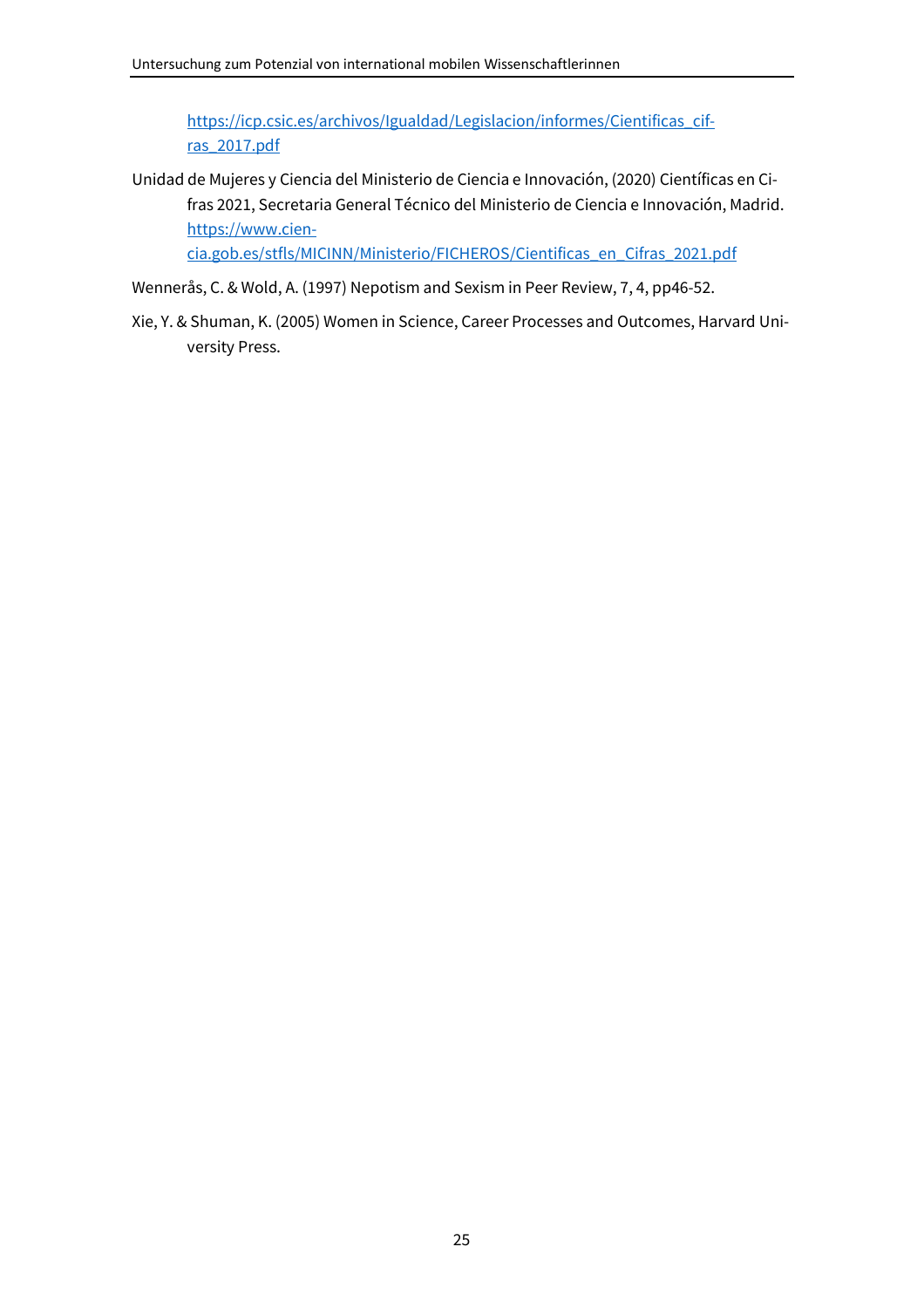https://icp.csic.es/archivos/Igualdad/Legislacion/informes/Cientificas_cifras_2017.pdf

Unidad de Mujeres y Ciencia del Ministerio de Ciencia e Innovación, (2020) Científicas en Cifras 2021, Secretaria General Técnico del Ministerio de Ciencia e Innovación, Madrid. https://www.ciencia.gob.es/stfls/MICINN/Ministerio/FICHEROS/Cientificas_en_Cifras_2021.pdf

Wennerås, C. & Wold, A. (1997) Nepotism and Sexism in Peer Review, 7, 4, pp46-52.

Xie, Y. & Shuman, K. (2005) Women in Science, Career Processes and Outcomes, Harvard University Press.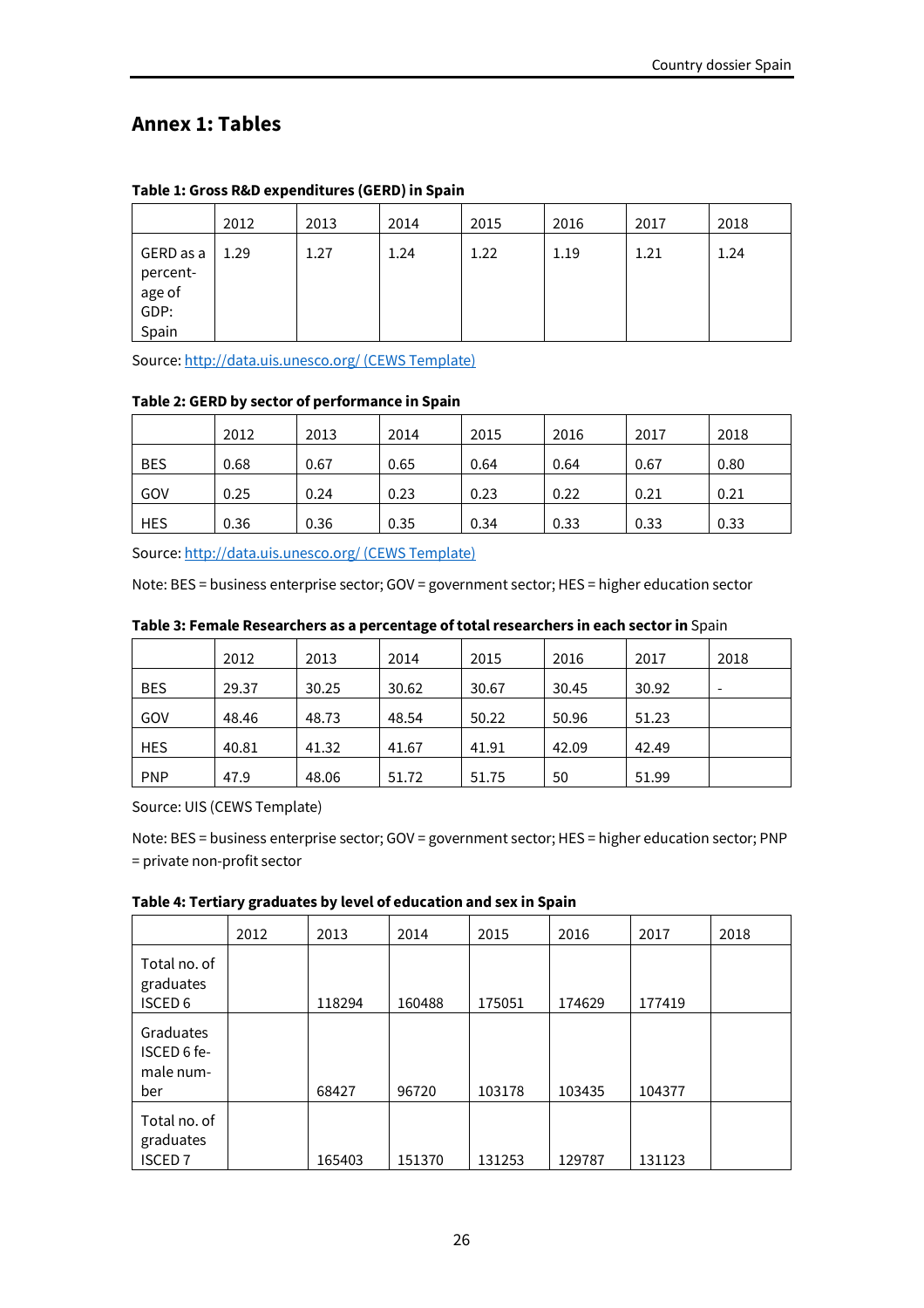## Annex 1: Tables

**Table 1: Gross R&D expenditures (GERD) in Spain**

| | 2012 | 2013 | 2014 | 2015 | 2016 | 2017 | 2018 |
|---|---|---|---|---|---|---|---|
| GERD as a percentage of GDP: Spain | 1.29 | 1.27 | 1.24 | 1.22 | 1.19 | 1.21 | 1.24 |

Source: [http://data.uis.unesco.org/ (CEWS Template)](http://data.uis.unesco.org/)

**Table 2: GERD by sector of performance in Spain**

| | 2012 | 2013 | 2014 | 2015 | 2016 | 2017 | 2018 |
|---|---|---|---|---|---|---|---|
| BES | 0.68 | 0.67 | 0.65 | 0.64 | 0.64 | 0.67 | 0.80 |
| GOV | 0.25 | 0.24 | 0.23 | 0.23 | 0.22 | 0.21 | 0.21 |
| HES | 0.36 | 0.36 | 0.35 | 0.34 | 0.33 | 0.33 | 0.33 |

Source: [http://data.uis.unesco.org/ (CEWS Template)](http://data.uis.unesco.org/)

Note: BES = business enterprise sector; GOV = government sector; HES = higher education sector

**Table 3: Female Researchers as a percentage of total researchers in each sector in** Spain

| | 2012 | 2013 | 2014 | 2015 | 2016 | 2017 | 2018 |
|---|---|---|---|---|---|---|---|
| BES | 29.37 | 30.25 | 30.62 | 30.67 | 30.45 | 30.92 | - |
| GOV | 48.46 | 48.73 | 48.54 | 50.22 | 50.96 | 51.23 | |
| HES | 40.81 | 41.32 | 41.67 | 41.91 | 42.09 | 42.49 | |
| PNP | 47.9 | 48.06 | 51.72 | 51.75 | 50 | 51.99 | |

Source: UIS (CEWS Template)

Note: BES = business enterprise sector; GOV = government sector; HES = higher education sector; PNP = private non-profit sector

**Table 4: Tertiary graduates by level of education and sex in Spain**

| | 2012 | 2013 | 2014 | 2015 | 2016 | 2017 | 2018 |
|---|---|---|---|---|---|---|---|
| Total no. of graduates ISCED 6 | | 118294 | 160488 | 175051 | 174629 | 177419 | |
| Graduates ISCED 6 female number | | 68427 | 96720 | 103178 | 103435 | 104377 | |
| Total no. of graduates ISCED 7 | | 165403 | 151370 | 131253 | 129787 | 131123 | |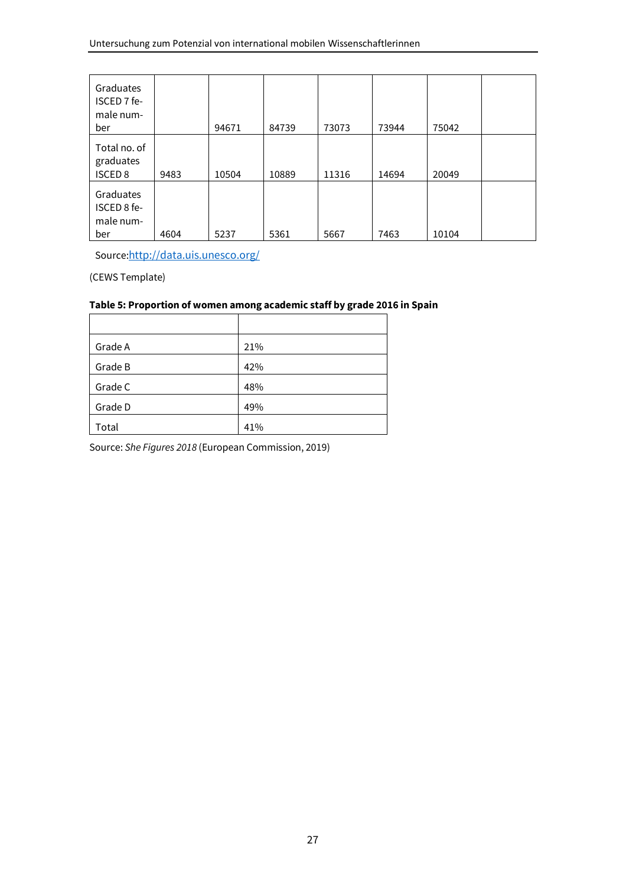| | | | | | | | |
|---|---|---|---|---|---|---|---|
| Graduates ISCED 7 female number | | 94671 | 84739 | 73073 | 73944 | 75042 | |
| Total no. of graduates ISCED 8 | 9483 | 10504 | 10889 | 11316 | 14694 | 20049 | |
| Graduates ISCED 8 female number | 4604 | 5237 | 5361 | 5667 | 7463 | 10104 | |

Source: http://data.uis.unesco.org/

(CEWS Template)

**Table 5: Proportion of women among academic staff by grade 2016 in Spain**

| | |
|---|---|
| Grade A | 21% |
| Grade B | 42% |
| Grade C | 48% |
| Grade D | 49% |
| Total | 41% |

Source: *She Figures 2018* (European Commission, 2019)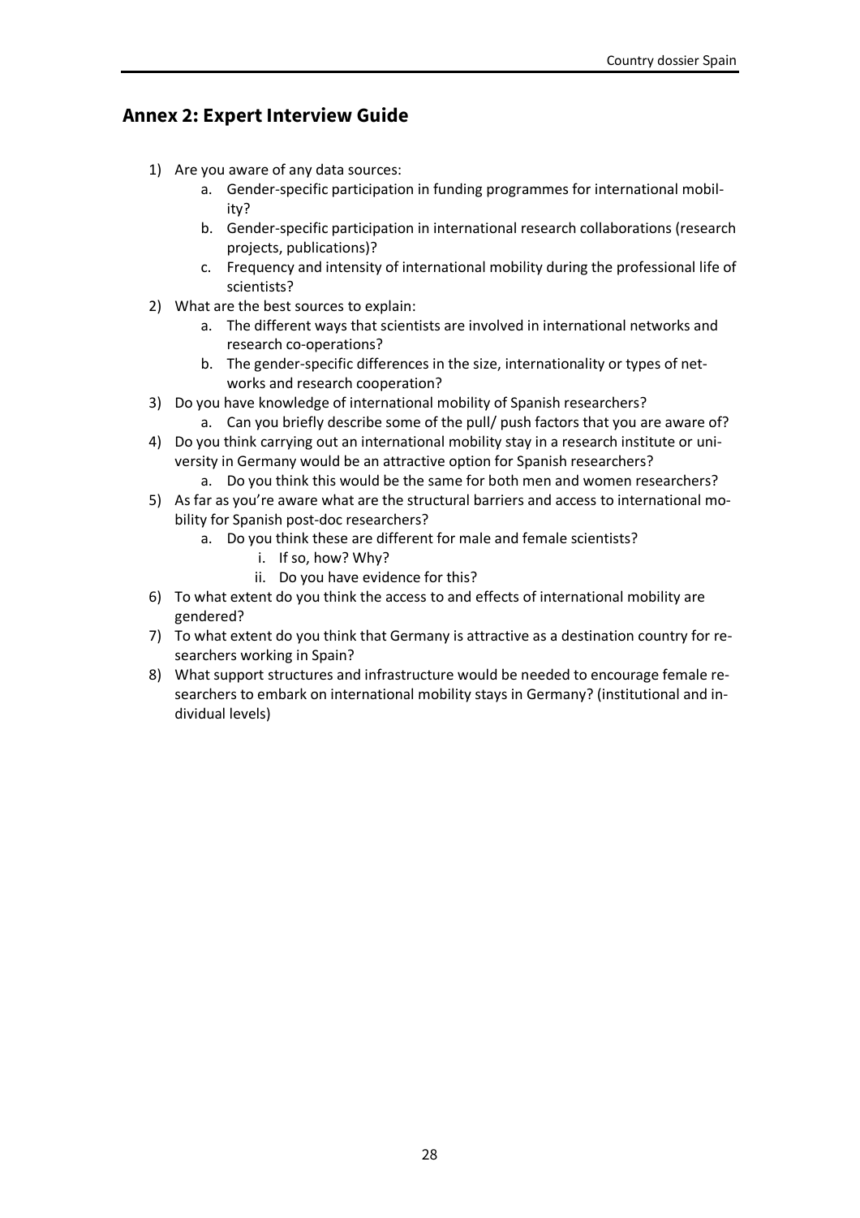## Annex 2: Expert Interview Guide

1) Are you aware of any data sources:
    a. Gender-specific participation in funding programmes for international mobility?
    b. Gender-specific participation in international research collaborations (research projects, publications)?
    c. Frequency and intensity of international mobility during the professional life of scientists?
2) What are the best sources to explain:
    a. The different ways that scientists are involved in international networks and research co-operations?
    b. The gender-specific differences in the size, internationality or types of networks and research cooperation?
3) Do you have knowledge of international mobility of Spanish researchers?
    a. Can you briefly describe some of the pull/ push factors that you are aware of?
4) Do you think carrying out an international mobility stay in a research institute or university in Germany would be an attractive option for Spanish researchers?
    a. Do you think this would be the same for both men and women researchers?
5) As far as you're aware what are the structural barriers and access to international mobility for Spanish post-doc researchers?
    a. Do you think these are different for male and female scientists?
        i. If so, how? Why?
        ii. Do you have evidence for this?
6) To what extent do you think the access to and effects of international mobility are gendered?
7) To what extent do you think that Germany is attractive as a destination country for researchers working in Spain?
8) What support structures and infrastructure would be needed to encourage female researchers to embark on international mobility stays in Germany? (institutional and individual levels)